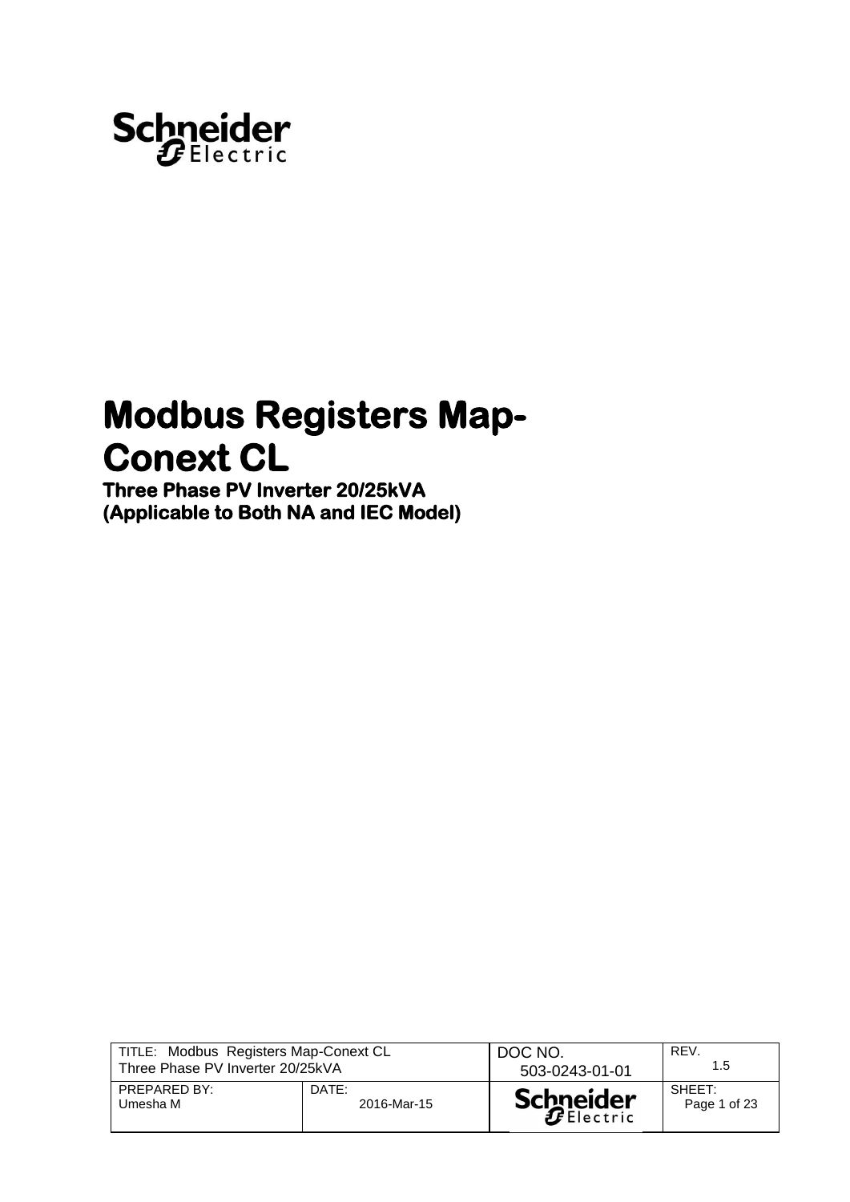# Modbus Registers Map-Conext CL

## Three Phase PV Inverter 20/25kVA (Applicable to Both NA and IEC Model)

| TITLE: Modbus Registers Map-Conext CL Three Phase PV Inverter 20/25kVA | | DOC NO. 503-0243-01-01 | REV. 1.5 |
| --- | --- | --- | --- |
| PREPARED BY: Umesha M | DATE: 2016-Mar-15 | Schneider Electric | SHEET: Page 1 of 23 |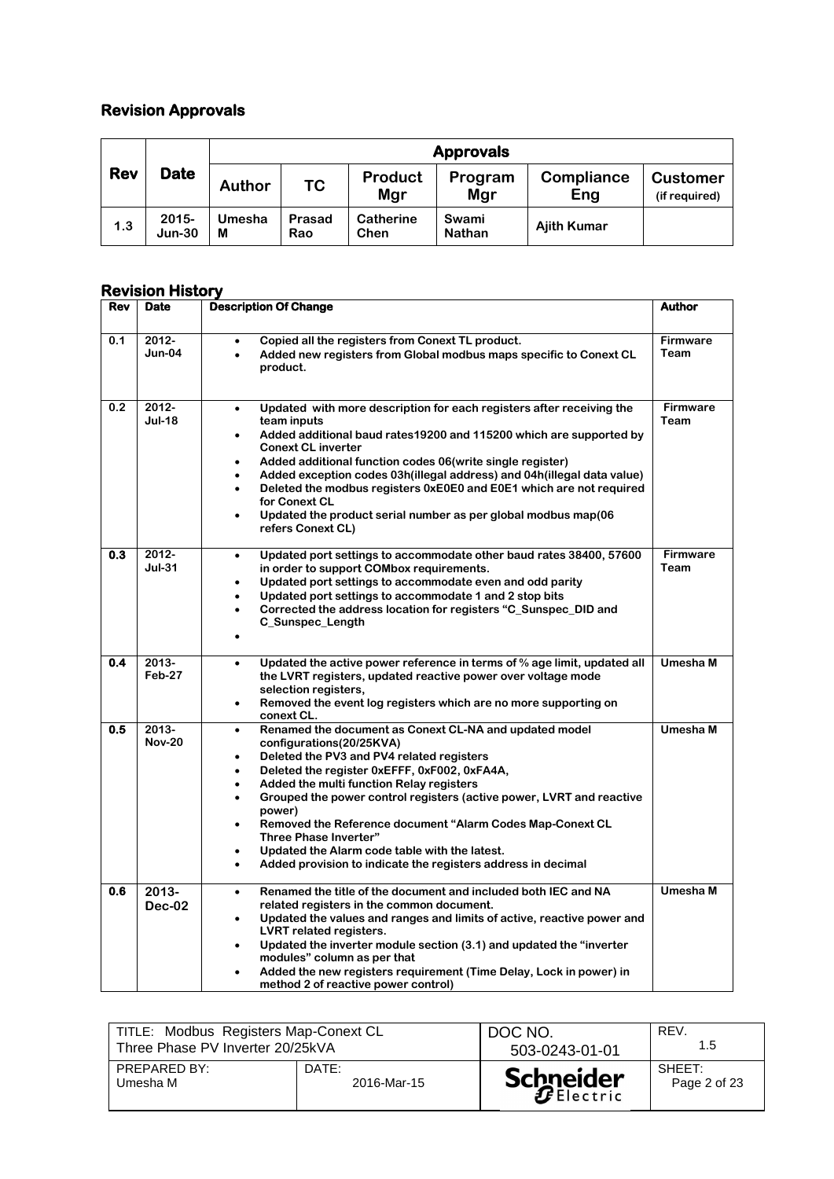## Revision Approvals

| Rev | Date | Approvals | | | | | |
|---|---|---|---|---|---|---|---|
| | | Author | TC | Product Mgr | Program Mgr | Compliance Eng | Customer (if required) |
| 1.3 | 2015-Jun-30 | Umesha M | Prasad Rao | Catherine Chen | Swami Nathan | Ajith Kumar | |

## Revision History

| Rev | Date | Description Of Change | Author |
|---|---|---|---|
| 0.1 | 2012-Jun-04 | • Copied all the registers from Conext TL product.<br>• Added new registers from Global modbus maps specific to Conext CL product. | Firmware Team |
| 0.2 | 2012-Jul-18 | • Updated with more description for each registers after receiving the team inputs<br>• Added additional baud rates19200 and 115200 which are supported by Conext CL inverter<br>• Added additional function codes 06(write single register)<br>• Added exception codes 03h(illegal address) and 04h(illegal data value)<br>• Deleted the modbus registers 0xE0E0 and E0E1 which are not required for Conext CL<br>• Updated the product serial number as per global modbus map(06 refers Conext CL) | Firmware Team |
| 0.3 | 2012-Jul-31 | • Updated port settings to accommodate other baud rates 38400, 57600 in order to support COMbox requirements.<br>• Updated port settings to accommodate even and odd parity<br>• Updated port settings to accommodate 1 and 2 stop bits<br>• Corrected the address location for registers "C_Sunspec_DID and C_Sunspec_Length<br>• | Firmware Team |
| 0.4 | 2013-Feb-27 | • Updated the active power reference in terms of % age limit, updated all the LVRT registers, updated reactive power over voltage mode selection registers,<br>• Removed the event log registers which are no more supporting on conext CL. | Umesha M |
| 0.5 | 2013-Nov-20 | • Renamed the document as Conext CL-NA and updated model configurations(20/25KVA)<br>• Deleted the PV3 and PV4 related registers<br>• Deleted the register 0xEFFF, 0xF002, 0xFA4A,<br>• Added the multi function Relay registers<br>• Grouped the power control registers (active power, LVRT and reactive power)<br>• Removed the Reference document "Alarm Codes Map-Conext CL Three Phase Inverter"<br>• Updated the Alarm code table with the latest.<br>• Added provision to indicate the registers address in decimal | Umesha M |
| 0.6 | 2013-Dec-02 | • Renamed the title of the document and included both IEC and NA related registers in the common document.<br>• Updated the values and ranges and limits of active, reactive power and LVRT related registers.<br>• Updated the inverter module section (3.1) and updated the "inverter modules" column as per that<br>• Added the new registers requirement (Time Delay, Lock in power) in method 2 of reactive power control) | Umesha M |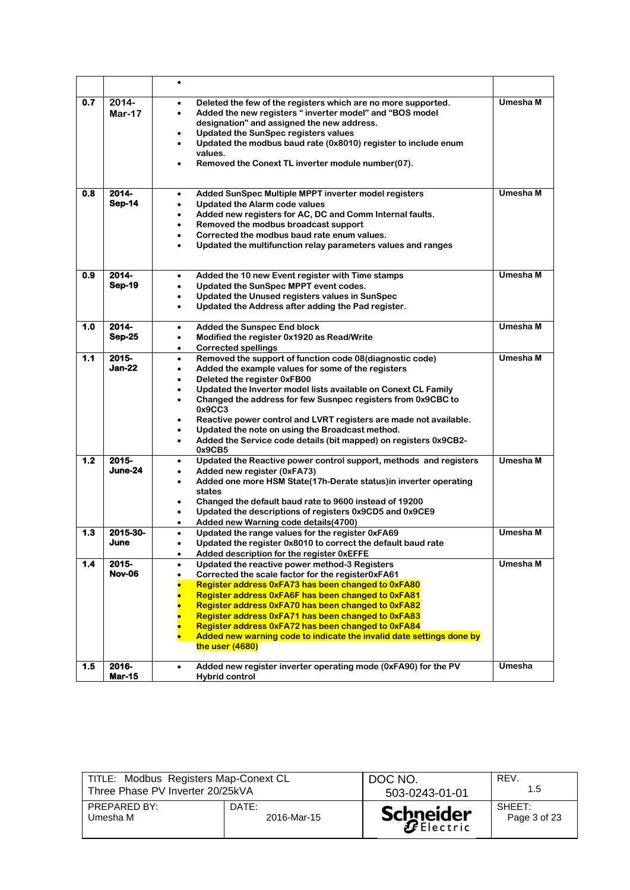| | | | |
|---|---|---|---|
| | | • | |
| 0.7 | 2014-Mar-17 | • Deleted the few of the registers which are no more supported.<br>• Added the new registers " inverter model" and "BOS model designation" and assigned the new address.<br>• Updated the SunSpec registers values<br>• Updated the modbus baud rate (0x8010) register to include enum values.<br>• Removed the Conext TL inverter module number(07). | Umesha M |
| 0.8 | 2014-Sep-14 | • Added SunSpec Multiple MPPT inverter model registers<br>• Updated the Alarm code values<br>• Added new registers for AC, DC and Comm Internal faults.<br>• Removed the modbus broadcast support<br>• Corrected the modbus baud rate enum values.<br>• Updated the multifunction relay parameters values and ranges | Umesha M |
| 0.9 | 2014-Sep-19 | • Added the 10 new Event register with Time stamps<br>• Updated the SunSpec MPPT event codes.<br>• Updated the Unused registers values in SunSpec<br>• Updated the Address after adding the Pad register. | Umesha M |
| 1.0 | 2014-Sep-25 | • Added the Sunspec End block<br>• Modified the register 0x1920 as Read/Write<br>• Corrected spellings | Umesha M |
| 1.1 | 2015-Jan-22 | • Removed the support of function code 08(diagnostic code)<br>• Added the example values for some of the registers<br>• Deleted the register 0xFB00<br>• Updated the Inverter model lists available on Conext CL Family<br>• Changed the address for few Susnpec registers from 0x9CBC to 0x9CC3<br>• Reactive power control and LVRT registers are made not available.<br>• Updated the note on using the Broadcast method.<br>• Added the Service code details (bit mapped) on registers 0x9CB2-0x9CB5 | Umesha M |
| 1.2 | 2015-June-24 | • Updated the Reactive power control support, methods and registers<br>• Added new register (0xFA73)<br>• Added one more HSM State(17h-Derate status)in inverter operating states<br>• Changed the default baud rate to 9600 instead of 19200<br>• Updated the descriptions of registers 0x9CD5 and 0x9CE9<br>• Added new Warning code details(4700) | Umesha M |
| 1.3 | 2015-30-June | • Updated the range values for the register 0xFA69<br>• Updated the register 0x8010 to correct the default baud rate<br>• Added description for the register 0xEFFE | Umesha M |
| 1.4 | 2015-Nov-06 | • Updated the reactive power method-3 Registers<br>• Corrected the scale factor for the register0xFA61<br>• Register address 0xFA73 has been changed to 0xFA80<br>• Register address 0xFA6F has been changed to 0xFA81<br>• Register address 0xFA70 has been changed to 0xFA82<br>• Register address 0xFA71 has been changed to 0xFA83<br>• Register address 0xFA72 has been changed to 0xFA84<br>• Added new warning code to indicate the invalid date settings done by the user (4680) | Umesha M |
| 1.5 | 2016-Mar-15 | • Added new register inverter operating mode (0xFA90) for the PV Hybrid control | Umesha |

| TITLE: Modbus Registers Map-Conext CL Three Phase PV Inverter 20/25kVA | | DOC NO. 503-0243-01-01 | REV. 1.5 |
|---|---|---|---|
| PREPARED BY: Umesha M | DATE: 2016-Mar-15 | Schneider Electric | SHEET: Page 3 of 23 |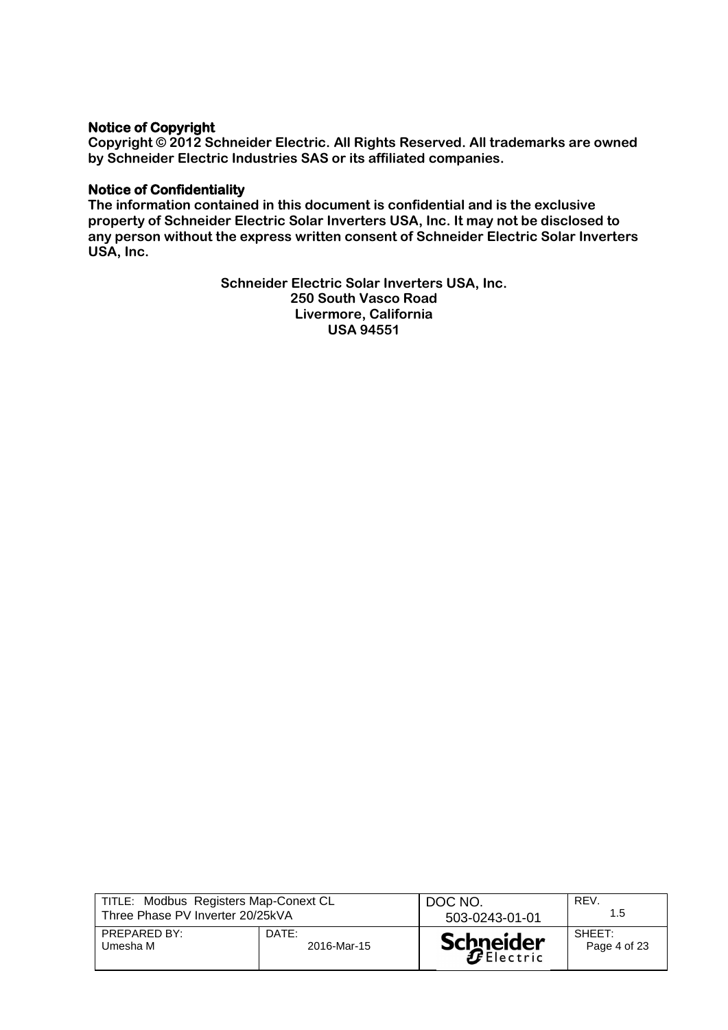**Notice of Copyright**

**Copyright © 2012 Schneider Electric. All Rights Reserved. All trademarks are owned by Schneider Electric Industries SAS or its affiliated companies.**

**Notice of Confidentiality**

**The information contained in this document is confidential and is the exclusive property of Schneider Electric Solar Inverters USA, Inc. It may not be disclosed to any person without the express written consent of Schneider Electric Solar Inverters USA, Inc.**

**Schneider Electric Solar Inverters USA, Inc.**
**250 South Vasco Road**
**Livermore, California**
**USA 94551**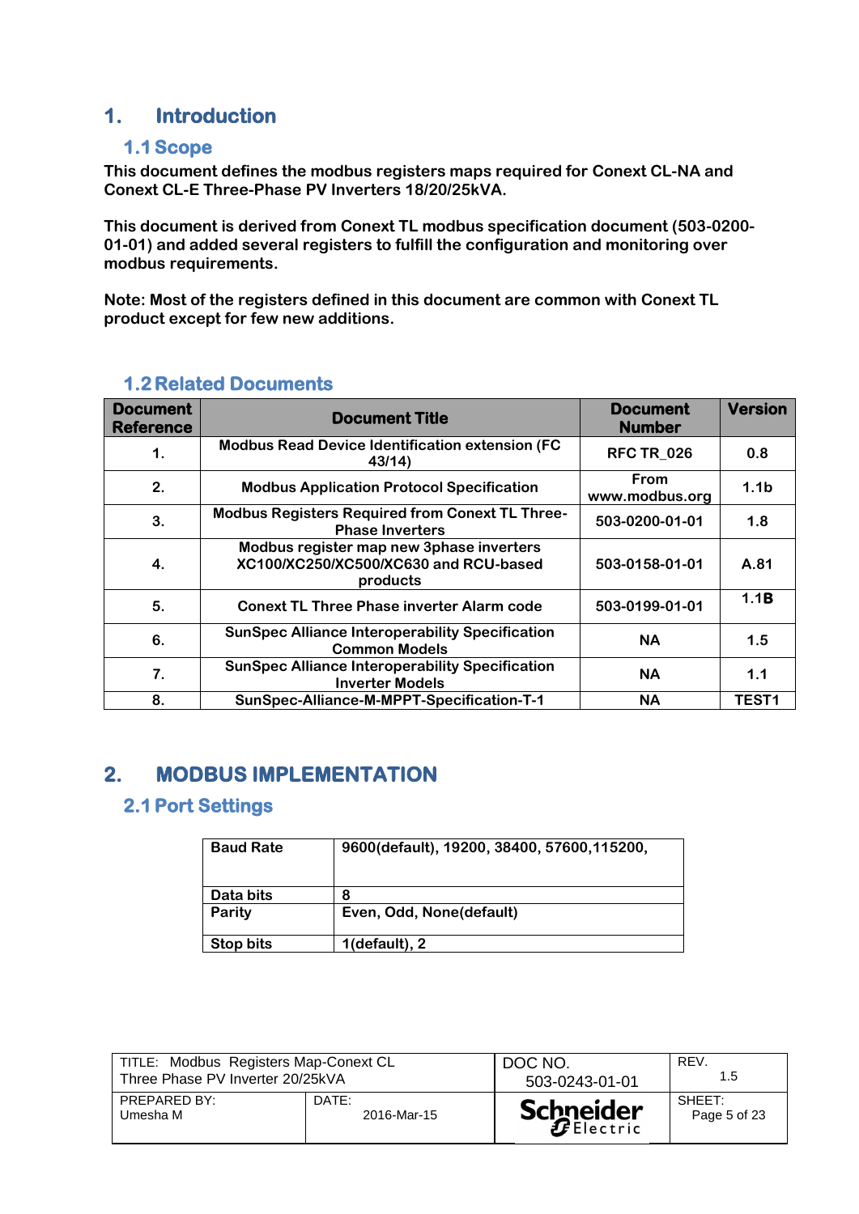# 1. Introduction

## 1.1 Scope

**This document defines the modbus registers maps required for Conext CL-NA and Conext CL-E Three-Phase PV Inverters 18/20/25kVA.**

**This document is derived from Conext TL modbus specification document (503-0200-01-01) and added several registers to fulfill the configuration and monitoring over modbus requirements.**

**Note: Most of the registers defined in this document are common with Conext TL product except for few new additions.**

## 1.2 Related Documents

| Document Reference | Document Title | Document Number | Version |
|---|---|---|---|
| 1. | Modbus Read Device Identification extension (FC 43/14) | RFC TR_026 | 0.8 |
| 2. | Modbus Application Protocol Specification | From www.modbus.org | 1.1b |
| 3. | Modbus Registers Required from Conext TL Three-Phase Inverters | 503-0200-01-01 | 1.8 |
| 4. | Modbus register map new 3phase inverters XC100/XC250/XC500/XC630 and RCU-based products | 503-0158-01-01 | A.81 |
| 5. | Conext TL Three Phase inverter Alarm code | 503-0199-01-01 | 1.1B |
| 6. | SunSpec Alliance Interoperability Specification Common Models | NA | 1.5 |
| 7. | SunSpec Alliance Interoperability Specification Inverter Models | NA | 1.1 |
| 8. | SunSpec-Alliance-M-MPPT-Specification-T-1 | NA | TEST1 |

# 2. MODBUS IMPLEMENTATION

## 2.1 Port Settings

| | |
|---|---|
| **Baud Rate** | **9600(default), 19200, 38400, 57600,115200,** |
| **Data bits** | **8** |
| **Parity** | **Even, Odd, None(default)** |
| **Stop bits** | **1(default), 2** |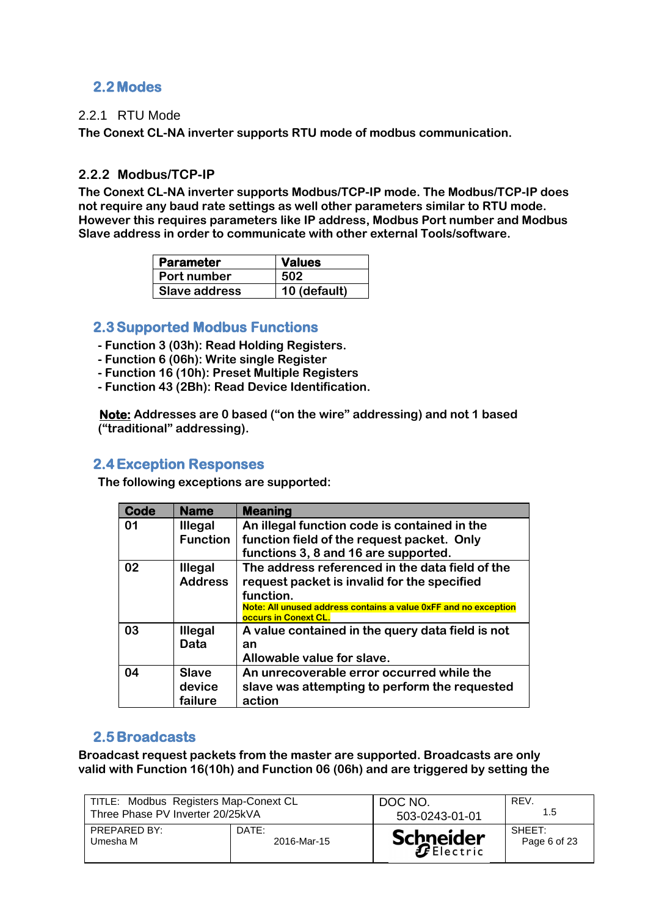## 2.2 Modes

### 2.2.1 RTU Mode

**The Conext CL-NA inverter supports RTU mode of modbus communication.**

### 2.2.2 Modbus/TCP-IP

**The Conext CL-NA inverter supports Modbus/TCP-IP mode. The Modbus/TCP-IP does not require any baud rate settings as well other parameters similar to RTU mode. However this requires parameters like IP address, Modbus Port number and Modbus Slave address in order to communicate with other external Tools/software.**

| Parameter | Values |
|---|---|
| Port number | 502 |
| Slave address | 10 (default) |

## 2.3 Supported Modbus Functions

- **Function 3 (03h): Read Holding Registers.**
- **Function 6 (06h): Write single Register**
- **Function 16 (10h): Preset Multiple Registers**
- **Function 43 (2Bh): Read Device Identification.**

**<u>Note:</u> Addresses are 0 based ("on the wire" addressing) and not 1 based ("traditional" addressing).**

## 2.4 Exception Responses

**The following exceptions are supported:**

| Code | Name | Meaning |
|---|---|---|
| 01 | Illegal Function | An illegal function code is contained in the function field of the request packet. Only functions 3, 8 and 16 are supported. |
| 02 | Illegal Address | The address referenced in the data field of the request packet is invalid for the specified function. Note: All unused address contains a value 0xFF and no exception occurs in Conext CL. |
| 03 | Illegal Data | A value contained in the query data field is not an Allowable value for slave. |
| 04 | Slave device failure | An unrecoverable error occurred while the slave was attempting to perform the requested action |

## 2.5 Broadcasts

**Broadcast request packets from the master are supported. Broadcasts are only valid with Function 16(10h) and Function 06 (06h) and are triggered by setting the**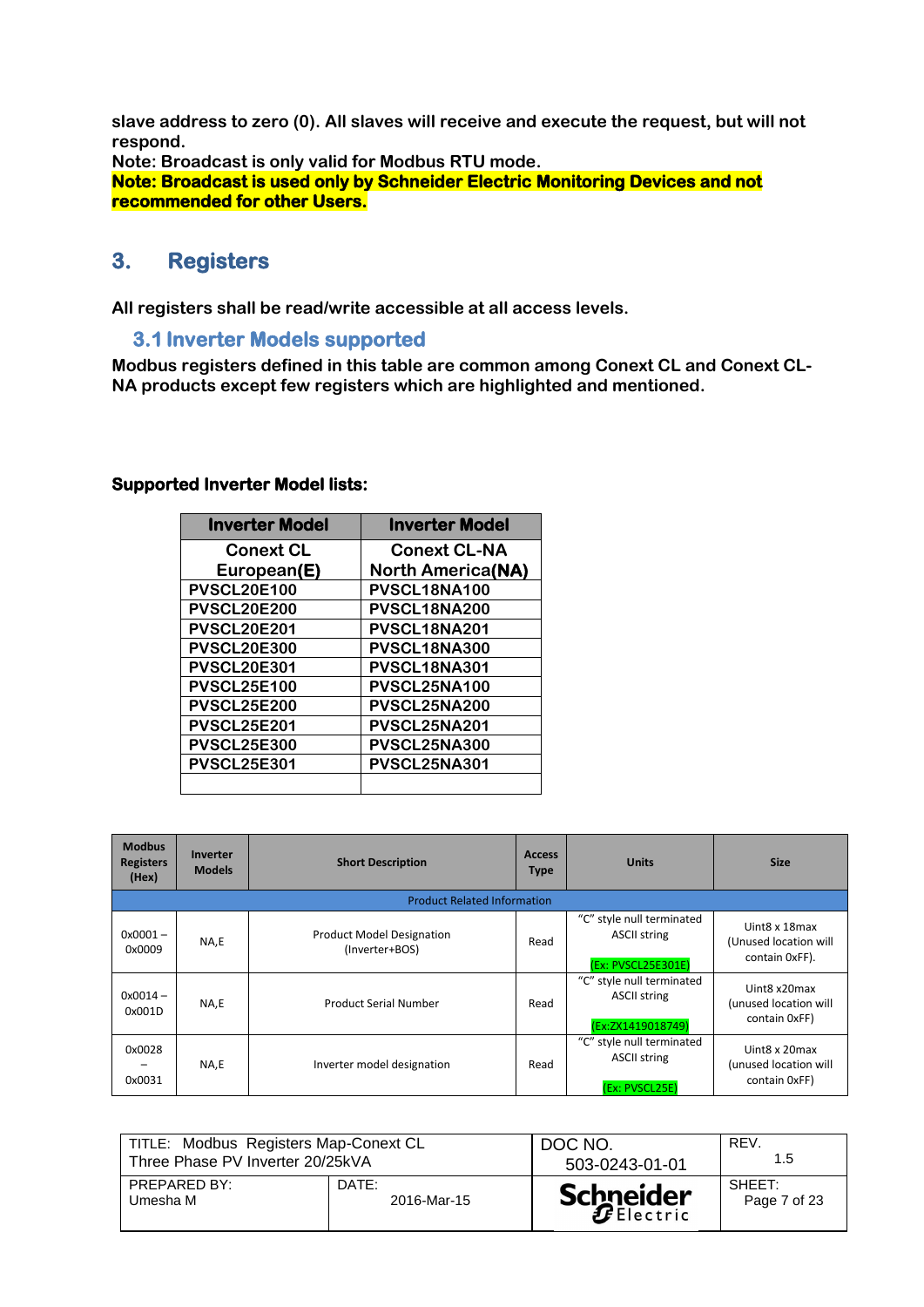**slave address to zero (0). All slaves will receive and execute the request, but will not respond.**
**Note: Broadcast is only valid for Modbus RTU mode.**
**Note: Broadcast is used only by Schneider Electric Monitoring Devices and not recommended for other Users.**

## 3. Registers

**All registers shall be read/write accessible at all access levels.**

### 3.1 Inverter Models supported

**Modbus registers defined in this table are common among Conext CL and Conext CL-NA products except few registers which are highlighted and mentioned.**

**Supported Inverter Model lists:**

| Inverter Model | Inverter Model |
|---|---|
| **Conext CL European(E)** | **Conext CL-NA North America(NA)** |
| PVSCL20E100 | PVSCL18NA100 |
| PVSCL20E200 | PVSCL18NA200 |
| PVSCL20E201 | PVSCL18NA201 |
| PVSCL20E300 | PVSCL18NA300 |
| PVSCL20E301 | PVSCL18NA301 |
| PVSCL25E100 | PVSCL25NA100 |
| PVSCL25E200 | PVSCL25NA200 |
| PVSCL25E201 | PVSCL25NA201 |
| PVSCL25E300 | PVSCL25NA300 |
| PVSCL25E301 | PVSCL25NA301 |
| | |

| Modbus Registers (Hex) | Inverter Models | Short Description | Access Type | Units | Size |
|---|---|---|---|---|---|
| | | Product Related Information | | | |
| 0x0001 – 0x0009 | NA,E | Product Model Designation (Inverter+BOS) | Read | "C" style null terminated ASCII string (Ex: PVSCL25E301E) | Uint8 x 18max (Unused location will contain 0xFF). |
| 0x0014 – 0x001D | NA,E | Product Serial Number | Read | "C" style null terminated ASCII string (Ex:ZX1419018749) | Uint8 x20max (unused location will contain 0xFF) |
| 0x0028 – 0x0031 | NA,E | Inverter model designation | Read | "C" style null terminated ASCII string (Ex: PVSCL25E) | Uint8 x 20max (unused location will contain 0xFF) |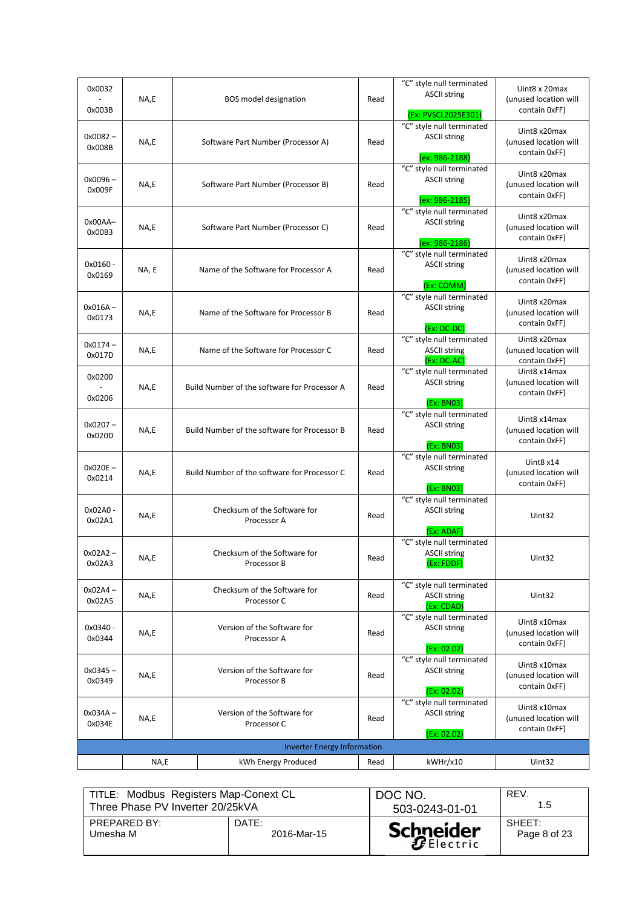| | | | | | |
|---|---|---|---|---|---|
| 0x0032 - 0x003B | NA,E | BOS model designation | Read | "C" style null terminated ASCII string (Ex: PVSCL2025E301) | Uint8 x 20max (unused location will contain 0xFF) |
| 0x0082 – 0x008B | NA,E | Software Part Number (Processor A) | Read | "C" style null terminated ASCII string (ex: 986-2188) | Uint8 x20max (unused location will contain 0xFF) |
| 0x0096 – 0x009F | NA,E | Software Part Number (Processor B) | Read | "C" style null terminated ASCII string (ex: 986-2185) | Uint8 x20max (unused location will contain 0xFF) |
| 0x00AA– 0x00B3 | NA,E | Software Part Number (Processor C) | Read | "C" style null terminated ASCII string (ex: 986-2186) | Uint8 x20max (unused location will contain 0xFF) |
| 0x0160 - 0x0169 | NA, E | Name of the Software for Processor A | Read | "C" style null terminated ASCII string (Ex: COMM) | Uint8 x20max (unused location will contain 0xFF) |
| 0x016A – 0x0173 | NA,E | Name of the Software for Processor B | Read | "C" style null terminated ASCII string (Ex: DC-DC) | Uint8 x20max (unused location will contain 0xFF) |
| 0x0174 – 0x017D | NA,E | Name of the Software for Processor C | Read | "C" style null terminated ASCII string (Ex: DC-AC) | Uint8 x20max (unused location will contain 0xFF) |
| 0x0200 - 0x0206 | NA,E | Build Number of the software for Processor A | Read | "C" style null terminated ASCII string (Ex: BN03) | Uint8 x14max (unused location will contain 0xFF) |
| 0x0207 – 0x020D | NA,E | Build Number of the software for Processor B | Read | "C" style null terminated ASCII string (Ex: BN03) | Uint8 x14max (unused location will contain 0xFF) |
| 0x020E – 0x0214 | NA,E | Build Number of the software for Processor C | Read | "C" style null terminated ASCII string (Ex: BN03) | Uint8 x14 (unused location will contain 0xFF) |
| 0x02A0 - 0x02A1 | NA,E | Checksum of the Software for Processor A | Read | "C" style null terminated ASCII string (Ex: ADAF) | Uint32 |
| 0x02A2 – 0x02A3 | NA,E | Checksum of the Software for Processor B | Read | "C" style null terminated ASCII string (Ex: FDDF) | Uint32 |
| 0x02A4 – 0x02A5 | NA,E | Checksum of the Software for Processor C | Read | "C" style null terminated ASCII string (Ex: CDAD) | Uint32 |
| 0x0340 - 0x0344 | NA,E | Version of the Software for Processor A | Read | "C" style null terminated ASCII string (Ex: 02.02) | Uint8 x10max (unused location will contain 0xFF) |
| 0x0345 – 0x0349 | NA,E | Version of the Software for Processor B | Read | "C" style null terminated ASCII string (Ex: 02.02) | Uint8 x10max (unused location will contain 0xFF) |
| 0x034A – 0x034E | NA,E | Version of the Software for Processor C | Read | "C" style null terminated ASCII string (Ex: 02.02) | Uint8 x10max (unused location will contain 0xFF) |
| **Inverter Energy Information** | | | | | |
| | NA,E | kWh Energy Produced | Read | kWHr/x10 | Uint32 |

| TITLE: Modbus Registers Map-Conext CL Three Phase PV Inverter 20/25kVA | | DOC NO. 503-0243-01-01 | REV. 1.5 |
|---|---|---|---|
| PREPARED BY: Umesha M | DATE: 2016-Mar-15 | Schneider Electric | SHEET: Page 8 of 23 |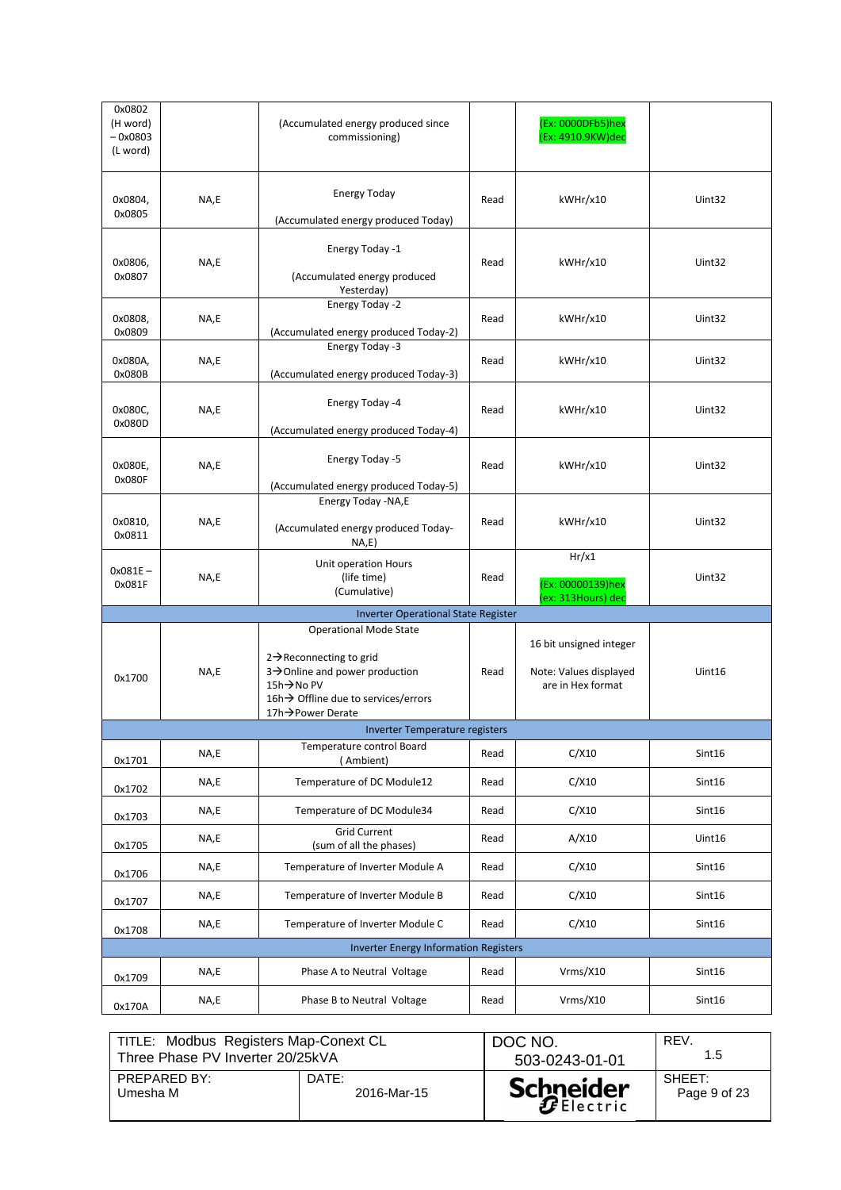| | | | | | |
|---|---|---|---|---|---|
| 0x0802 (H word) – 0x0803 (L word) | | (Accumulated energy produced since commissioning) | | (Ex: 0000DFb5)hex (Ex: 4910.9KW)dec | |
| 0x0804, 0x0805 | NA,E | Energy Today<br><br>(Accumulated energy produced Today) | Read | kWHr/x10 | Uint32 |
| 0x0806, 0x0807 | NA,E | Energy Today -1<br><br>(Accumulated energy produced Yesterday) | Read | kWHr/x10 | Uint32 |
| 0x0808, 0x0809 | NA,E | Energy Today -2<br><br>(Accumulated energy produced Today-2) | Read | kWHr/x10 | Uint32 |
| 0x080A, 0x080B | NA,E | Energy Today -3<br><br>(Accumulated energy produced Today-3) | Read | kWHr/x10 | Uint32 |
| 0x080C, 0x080D | NA,E | Energy Today -4<br><br>(Accumulated energy produced Today-4) | Read | kWHr/x10 | Uint32 |
| 0x080E, 0x080F | NA,E | Energy Today -5<br><br>(Accumulated energy produced Today-5) | Read | kWHr/x10 | Uint32 |
| 0x0810, 0x0811 | NA,E | Energy Today -NA,E<br><br>(Accumulated energy produced Today-NA,E) | Read | kWHr/x10 | Uint32 |
| 0x081E – 0x081F | NA,E | Unit operation Hours (life time) (Cumulative) | Read | Hr/x1<br><br>(Ex: 00000139)hex (ex: 313Hours) dec | Uint32 |
| **Inverter Operational State Register** | | | | | |
| 0x1700 | NA,E | Operational Mode State<br><br>2→Reconnecting to grid<br>3→Online and power production<br>15h→No PV<br>16h→ Offline due to services/errors<br>17h→Power Derate | Read | 16 bit unsigned integer<br><br>Note: Values displayed are in Hex format | Uint16 |
| **Inverter Temperature registers** | | | | | |
| 0x1701 | NA,E | Temperature control Board ( Ambient) | Read | C/X10 | Sint16 |
| 0x1702 | NA,E | Temperature of DC Module12 | Read | C/X10 | Sint16 |
| 0x1703 | NA,E | Temperature of DC Module34 | Read | C/X10 | Sint16 |
| 0x1705 | NA,E | Grid Current (sum of all the phases) | Read | A/X10 | Uint16 |
| 0x1706 | NA,E | Temperature of Inverter Module A | Read | C/X10 | Sint16 |
| 0x1707 | NA,E | Temperature of Inverter Module B | Read | C/X10 | Sint16 |
| 0x1708 | NA,E | Temperature of Inverter Module C | Read | C/X10 | Sint16 |
| **Inverter Energy Information Registers** | | | | | |
| 0x1709 | NA,E | Phase A to Neutral Voltage | Read | Vrms/X10 | Sint16 |
| 0x170A | NA,E | Phase B to Neutral Voltage | Read | Vrms/X10 | Sint16 |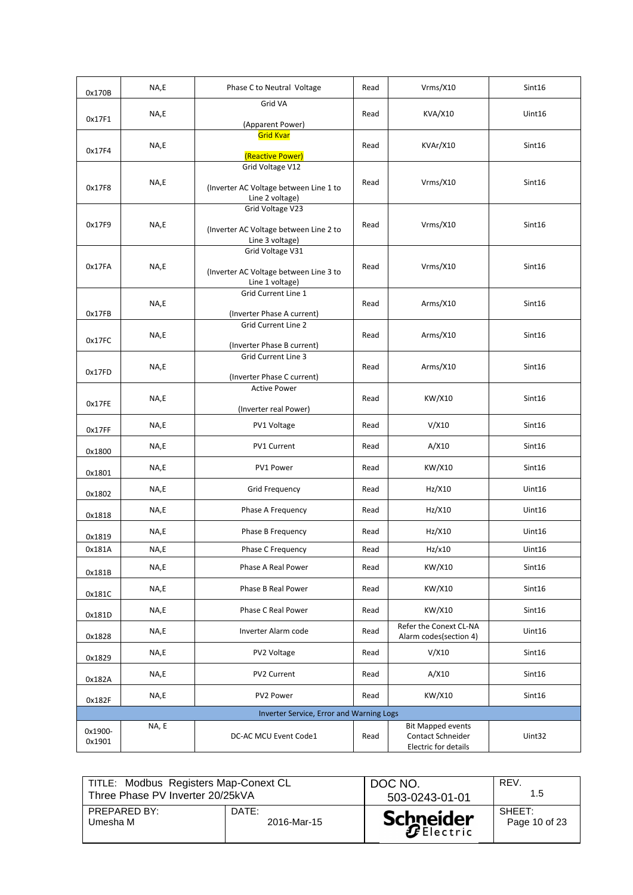| 0x170B | NA,E | Phase C to Neutral Voltage | Read | Vrms/X10 | Sint16 |
|---|---|---|---|---|---|
| 0x17F1 | NA,E | Grid VA (Apparent Power) | Read | KVA/X10 | Uint16 |
| 0x17F4 | NA,E | Grid Kvar (Reactive Power) | Read | KVAr/X10 | Sint16 |
| 0x17F8 | NA,E | Grid Voltage V12 (Inverter AC Voltage between Line 1 to Line 2 voltage) | Read | Vrms/X10 | Sint16 |
| 0x17F9 | NA,E | Grid Voltage V23 (Inverter AC Voltage between Line 2 to Line 3 voltage) | Read | Vrms/X10 | Sint16 |
| 0x17FA | NA,E | Grid Voltage V31 (Inverter AC Voltage between Line 3 to Line 1 voltage) | Read | Vrms/X10 | Sint16 |
| 0x17FB | NA,E | Grid Current Line 1 (Inverter Phase A current) | Read | Arms/X10 | Sint16 |
| 0x17FC | NA,E | Grid Current Line 2 (Inverter Phase B current) | Read | Arms/X10 | Sint16 |
| 0x17FD | NA,E | Grid Current Line 3 (Inverter Phase C current) | Read | Arms/X10 | Sint16 |
| 0x17FE | NA,E | Active Power (Inverter real Power) | Read | KW/X10 | Sint16 |
| 0x17FF | NA,E | PV1 Voltage | Read | V/X10 | Sint16 |
| 0x1800 | NA,E | PV1 Current | Read | A/X10 | Sint16 |
| 0x1801 | NA,E | PV1 Power | Read | KW/X10 | Sint16 |
| 0x1802 | NA,E | Grid Frequency | Read | Hz/X10 | Uint16 |
| 0x1818 | NA,E | Phase A Frequency | Read | Hz/X10 | Uint16 |
| 0x1819 | NA,E | Phase B Frequency | Read | Hz/X10 | Uint16 |
| 0x181A | NA,E | Phase C Frequency | Read | Hz/x10 | Uint16 |
| 0x181B | NA,E | Phase A Real Power | Read | KW/X10 | Sint16 |
| 0x181C | NA,E | Phase B Real Power | Read | KW/X10 | Sint16 |
| 0x181D | NA,E | Phase C Real Power | Read | KW/X10 | Sint16 |
| 0x1828 | NA,E | Inverter Alarm code | Read | Refer the Conext CL-NA Alarm codes(section 4) | Uint16 |
| 0x1829 | NA,E | PV2 Voltage | Read | V/X10 | Sint16 |
| 0x182A | NA,E | PV2 Current | Read | A/X10 | Sint16 |
| 0x182F | NA,E | PV2 Power | Read | KW/X10 | Sint16 |
| Inverter Service, Error and Warning Logs | | | | | |
| 0x1900-0x1901 | NA, E | DC-AC MCU Event Code1 | Read | Bit Mapped events Contact Schneider Electric for details | Uint32 |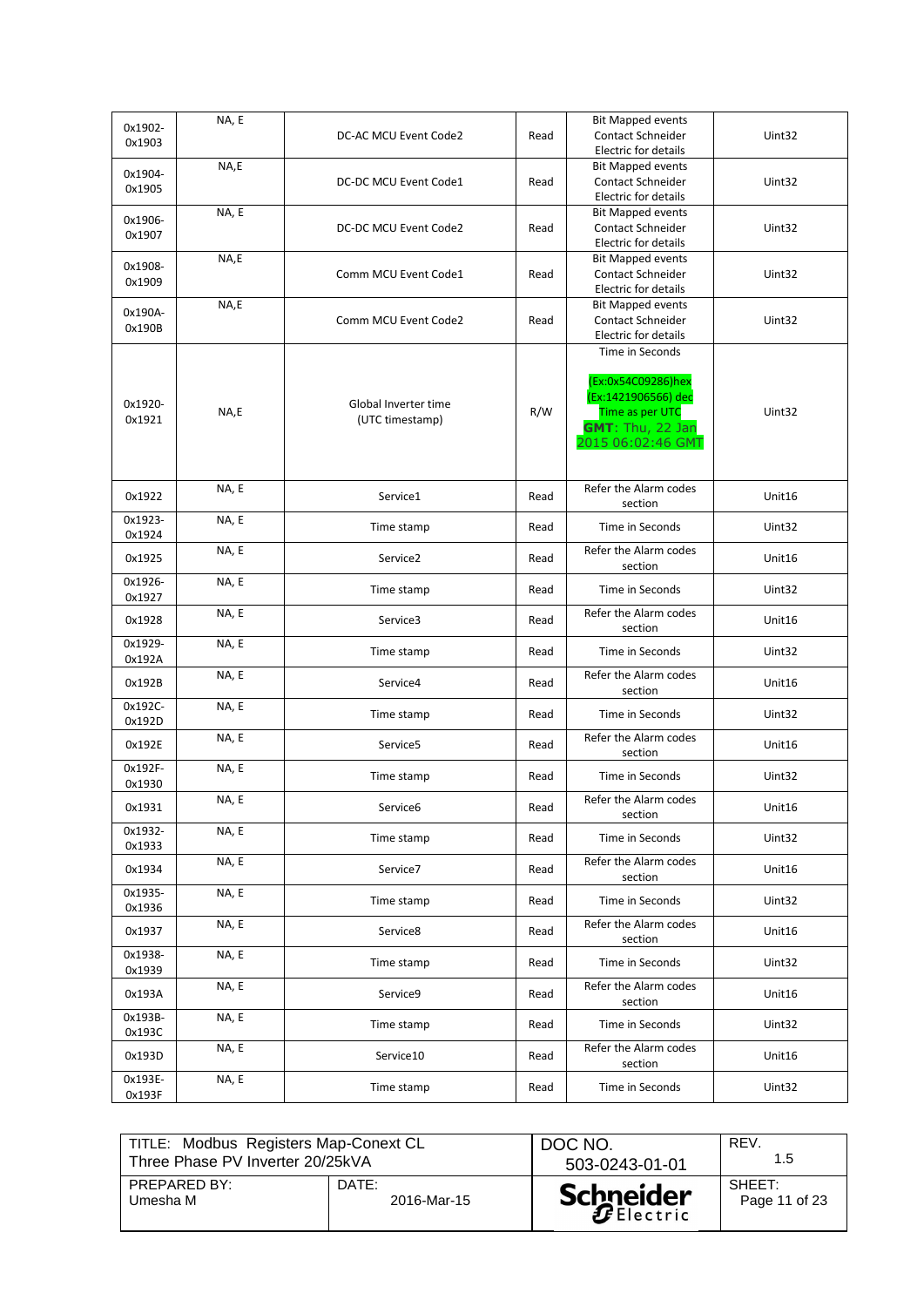| 0x1902-0x1903 | NA, E | DC-AC MCU Event Code2 | Read | Bit Mapped events Contact Schneider Electric for details | Uint32 |
|---|---|---|---|---|---|
| 0x1904-0x1905 | NA,E | DC-DC MCU Event Code1 | Read | Bit Mapped events Contact Schneider Electric for details | Uint32 |
| 0x1906-0x1907 | NA, E | DC-DC MCU Event Code2 | Read | Bit Mapped events Contact Schneider Electric for details | Uint32 |
| 0x1908-0x1909 | NA,E | Comm MCU Event Code1 | Read | Bit Mapped events Contact Schneider Electric for details | Uint32 |
| 0x190A-0x190B | NA,E | Comm MCU Event Code2 | Read | Bit Mapped events Contact Schneider Electric for details | Uint32 |
| 0x1920-0x1921 | NA,E | Global Inverter time (UTC timestamp) | R/W | Time in Seconds<br><br>(Ex:0x54C09286)hex (Ex:1421906566) dec Time as per UTC **GMT**: Thu, 22 Jan 2015 06:02:46 GMT | Uint32 |
| 0x1922 | NA, E | Service1 | Read | Refer the Alarm codes section | Unit16 |
| 0x1923-0x1924 | NA, E | Time stamp | Read | Time in Seconds | Uint32 |
| 0x1925 | NA, E | Service2 | Read | Refer the Alarm codes section | Unit16 |
| 0x1926-0x1927 | NA, E | Time stamp | Read | Time in Seconds | Uint32 |
| 0x1928 | NA, E | Service3 | Read | Refer the Alarm codes section | Unit16 |
| 0x1929-0x192A | NA, E | Time stamp | Read | Time in Seconds | Uint32 |
| 0x192B | NA, E | Service4 | Read | Refer the Alarm codes section | Unit16 |
| 0x192C-0x192D | NA, E | Time stamp | Read | Time in Seconds | Uint32 |
| 0x192E | NA, E | Service5 | Read | Refer the Alarm codes section | Unit16 |
| 0x192F-0x1930 | NA, E | Time stamp | Read | Time in Seconds | Uint32 |
| 0x1931 | NA, E | Service6 | Read | Refer the Alarm codes section | Unit16 |
| 0x1932-0x1933 | NA, E | Time stamp | Read | Time in Seconds | Uint32 |
| 0x1934 | NA, E | Service7 | Read | Refer the Alarm codes section | Unit16 |
| 0x1935-0x1936 | NA, E | Time stamp | Read | Time in Seconds | Uint32 |
| 0x1937 | NA, E | Service8 | Read | Refer the Alarm codes section | Unit16 |
| 0x1938-0x1939 | NA, E | Time stamp | Read | Time in Seconds | Uint32 |
| 0x193A | NA, E | Service9 | Read | Refer the Alarm codes section | Unit16 |
| 0x193B-0x193C | NA, E | Time stamp | Read | Time in Seconds | Uint32 |
| 0x193D | NA, E | Service10 | Read | Refer the Alarm codes section | Unit16 |
| 0x193E-0x193F | NA, E | Time stamp | Read | Time in Seconds | Uint32 |

| TITLE: Modbus Registers Map-Conext CL Three Phase PV Inverter 20/25kVA | | DOC NO. 503-0243-01-01 | REV. 1.5 |
|---|---|---|---|
| PREPARED BY: Umesha M | DATE: 2016-Mar-15 | Schneider Electric | SHEET: Page 11 of 23 |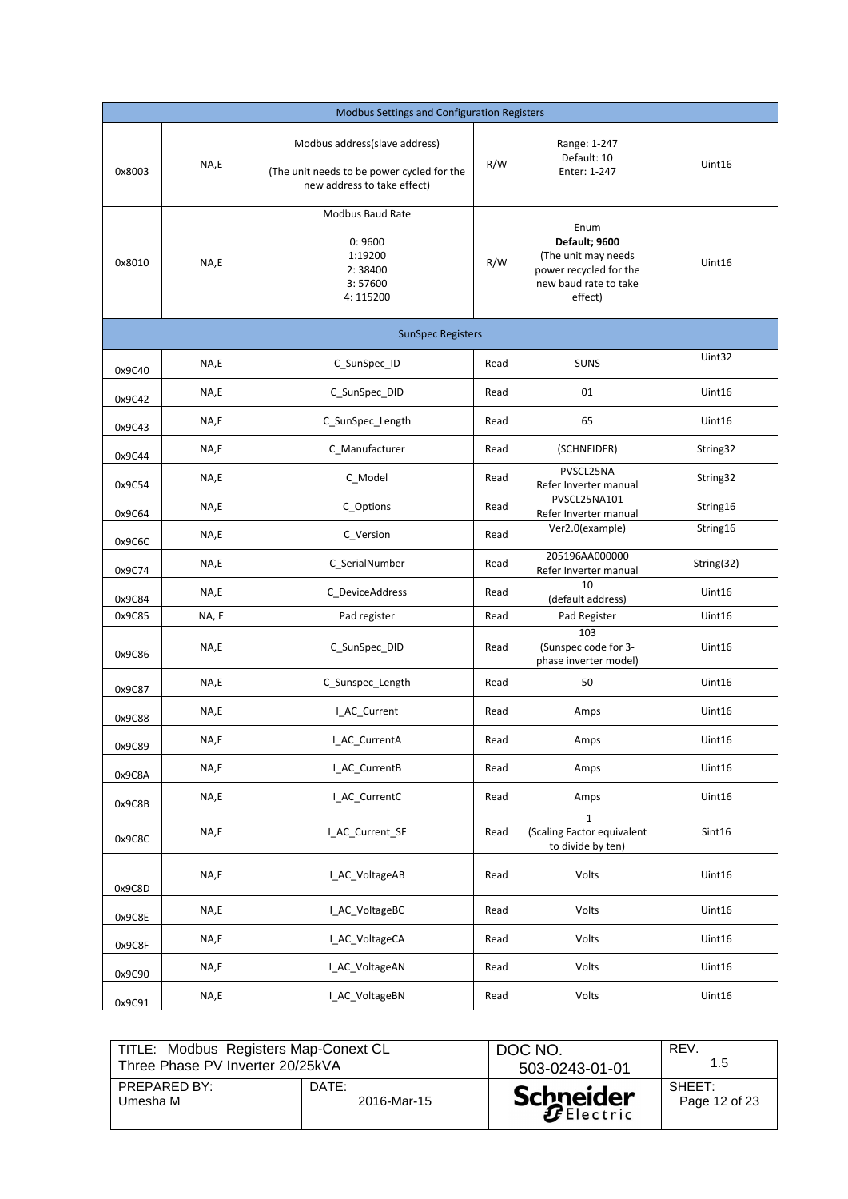| Modbus Settings and Configuration Registers | | | | | |
|---|---|---|---|---|---|
| 0x8003 | NA,E | Modbus address(slave address)<br><br>(The unit needs to be power cycled for the new address to take effect) | R/W | Range: 1-247<br>Default: 10<br>Enter: 1-247 | Uint16 |
| 0x8010 | NA,E | Modbus Baud Rate<br><br>0: 9600<br>1:19200<br>2: 38400<br>3: 57600<br>4: 115200 | R/W | Enum<br>**Default; 9600**<br>(The unit may needs power recycled for the new baud rate to take effect) | Uint16 |
| **SunSpec Registers** | | | | | |
| 0x9C40 | NA,E | C_SunSpec_ID | Read | SUNS | Uint32 |
| 0x9C42 | NA,E | C_SunSpec_DID | Read | 01 | Uint16 |
| 0x9C43 | NA,E | C_SunSpec_Length | Read | 65 | Uint16 |
| 0x9C44 | NA,E | C_Manufacturer | Read | (SCHNEIDER) | String32 |
| 0x9C54 | NA,E | C_Model | Read | PVSCL25NA<br>Refer Inverter manual | String32 |
| 0x9C64 | NA,E | C_Options | Read | PVSCL25NA101<br>Refer Inverter manual | String16 |
| 0x9C6C | NA,E | C_Version | Read | Ver2.0(example) | String16 |
| 0x9C74 | NA,E | C_SerialNumber | Read | 205196AA000000<br>Refer Inverter manual | String(32) |
| 0x9C84 | NA,E | C_DeviceAddress | Read | 10<br>(default address) | Uint16 |
| 0x9C85 | NA, E | Pad register | Read | Pad Register | Uint16 |
| 0x9C86 | NA,E | C_SunSpec_DID | Read | 103<br>(Sunspec code for 3-phase inverter model) | Uint16 |
| 0x9C87 | NA,E | C_Sunspec_Length | Read | 50 | Uint16 |
| 0x9C88 | NA,E | I_AC_Current | Read | Amps | Uint16 |
| 0x9C89 | NA,E | I_AC_CurrentA | Read | Amps | Uint16 |
| 0x9C8A | NA,E | I_AC_CurrentB | Read | Amps | Uint16 |
| 0x9C8B | NA,E | I_AC_CurrentC | Read | Amps | Uint16 |
| 0x9C8C | NA,E | I_AC_Current_SF | Read | -1<br>(Scaling Factor equivalent to divide by ten) | Sint16 |
| 0x9C8D | NA,E | I_AC_VoltageAB | Read | Volts | Uint16 |
| 0x9C8E | NA,E | I_AC_VoltageBC | Read | Volts | Uint16 |
| 0x9C8F | NA,E | I_AC_VoltageCA | Read | Volts | Uint16 |
| 0x9C90 | NA,E | I_AC_VoltageAN | Read | Volts | Uint16 |
| 0x9C91 | NA,E | I_AC_VoltageBN | Read | Volts | Uint16 |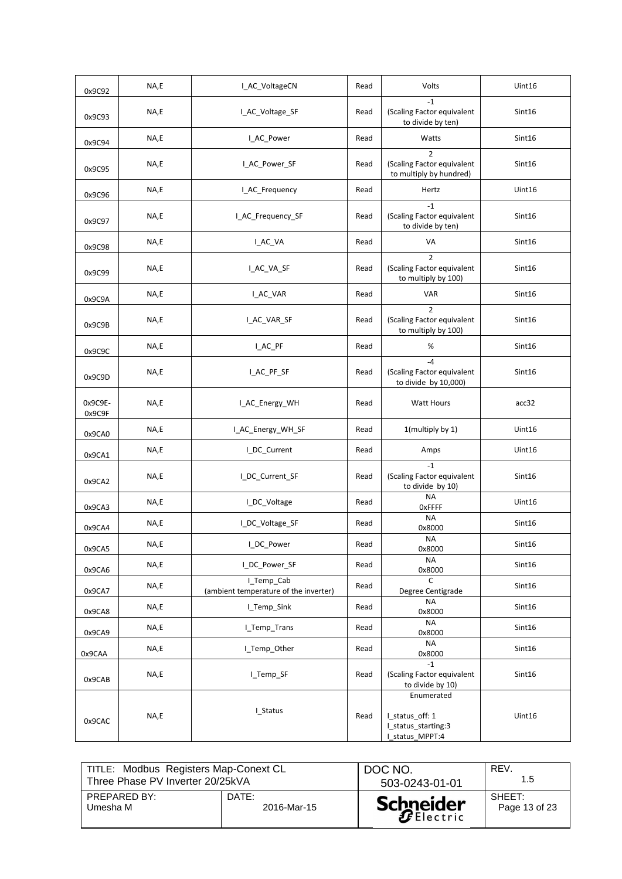| 0x9C92 | NA,E | I_AC_VoltageCN | Read | Volts | Uint16 |
|---|---|---|---|---|---|
| 0x9C93 | NA,E | I_AC_Voltage_SF | Read | -1<br>(Scaling Factor equivalent to divide by ten) | Sint16 |
| 0x9C94 | NA,E | I_AC_Power | Read | Watts | Sint16 |
| 0x9C95 | NA,E | I_AC_Power_SF | Read | 2<br>(Scaling Factor equivalent to multiply by hundred) | Sint16 |
| 0x9C96 | NA,E | I_AC_Frequency | Read | Hertz | Uint16 |
| 0x9C97 | NA,E | I_AC_Frequency_SF | Read | -1<br>(Scaling Factor equivalent to divide by ten) | Sint16 |
| 0x9C98 | NA,E | I_AC_VA | Read | VA | Sint16 |
| 0x9C99 | NA,E | I_AC_VA_SF | Read | 2<br>(Scaling Factor equivalent to multiply by 100) | Sint16 |
| 0x9C9A | NA,E | I_AC_VAR | Read | VAR | Sint16 |
| 0x9C9B | NA,E | I_AC_VAR_SF | Read | 2<br>(Scaling Factor equivalent to multiply by 100) | Sint16 |
| 0x9C9C | NA,E | I_AC_PF | Read | % | Sint16 |
| 0x9C9D | NA,E | I_AC_PF_SF | Read | -4<br>(Scaling Factor equivalent to divide by 10,000) | Sint16 |
| 0x9C9E-0x9C9F | NA,E | I_AC_Energy_WH | Read | Watt Hours | acc32 |
| 0x9CA0 | NA,E | I_AC_Energy_WH_SF | Read | 1(multiply by 1) | Uint16 |
| 0x9CA1 | NA,E | I_DC_Current | Read | Amps | Uint16 |
| 0x9CA2 | NA,E | I_DC_Current_SF | Read | -1<br>(Scaling Factor equivalent to divide by 10) | Sint16 |
| 0x9CA3 | NA,E | I_DC_Voltage | Read | NA<br>0xFFFF | Uint16 |
| 0x9CA4 | NA,E | I_DC_Voltage_SF | Read | NA<br>0x8000 | Sint16 |
| 0x9CA5 | NA,E | I_DC_Power | Read | NA<br>0x8000 | Sint16 |
| 0x9CA6 | NA,E | I_DC_Power_SF | Read | NA<br>0x8000 | Sint16 |
| 0x9CA7 | NA,E | I_Temp_Cab<br>(ambient temperature of the inverter) | Read | C<br>Degree Centigrade | Sint16 |
| 0x9CA8 | NA,E | I_Temp_Sink | Read | NA<br>0x8000 | Sint16 |
| 0x9CA9 | NA,E | I_Temp_Trans | Read | NA<br>0x8000 | Sint16 |
| 0x9CAA | NA,E | I_Temp_Other | Read | NA<br>0x8000 | Sint16 |
| 0x9CAB | NA,E | I_Temp_SF | Read | -1<br>(Scaling Factor equivalent to divide by 10) | Sint16 |
| 0x9CAC | NA,E | I_Status | Read | Enumerated<br><br>I_status_off: 1<br>I_status_starting:3<br>I_status_MPPT:4 | Uint16 |

| TITLE: Modbus Registers Map-Conext CL Three Phase PV Inverter 20/25kVA | | DOC NO. 503-0243-01-01 | REV. 1.5 |
|---|---|---|---|
| PREPARED BY: Umesha M | DATE: 2016-Mar-15 | Schneider Electric | SHEET: Page 13 of 23 |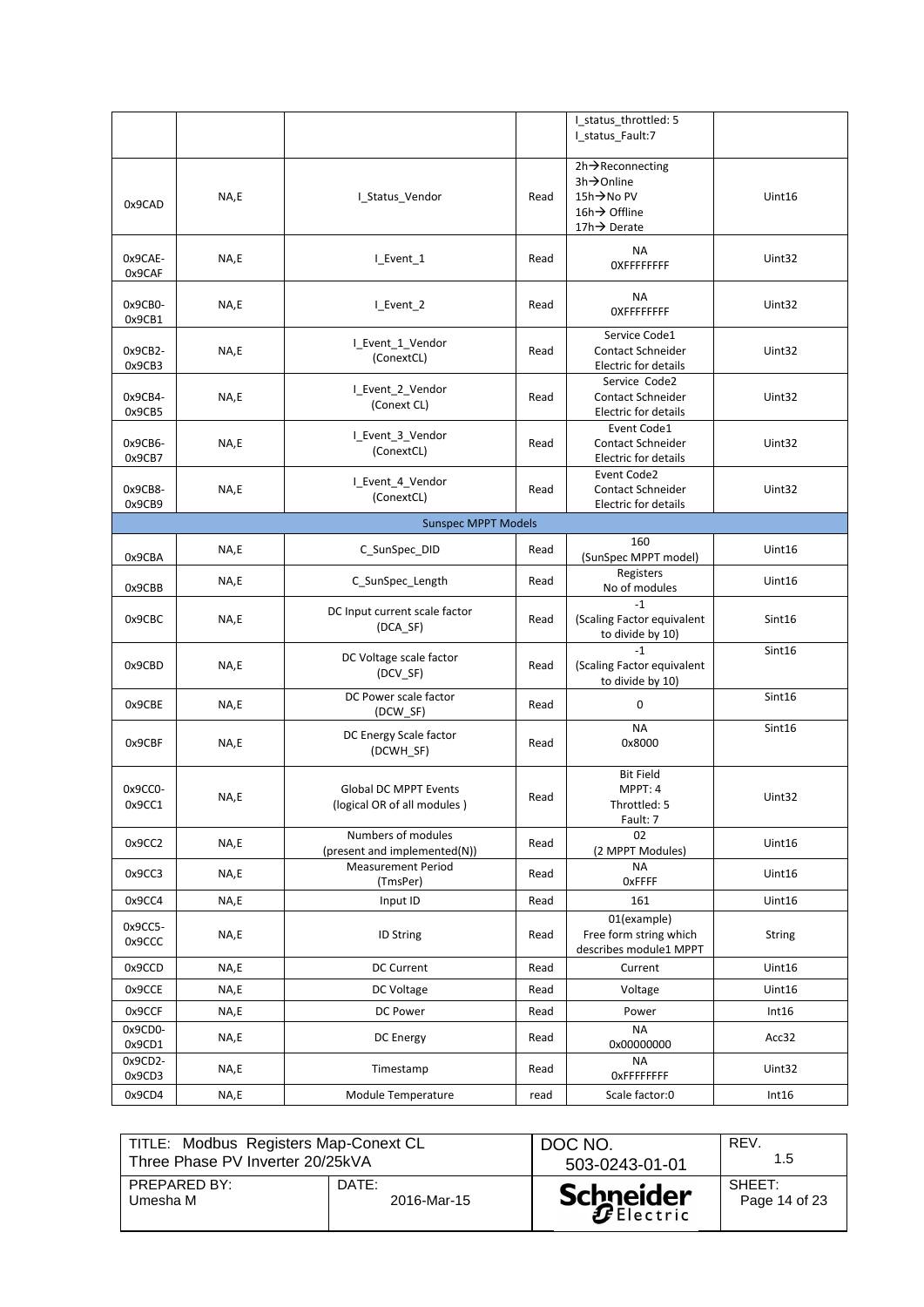|  |  |  |  |  |  |
|---|---|---|---|---|---|
|  |  |  |  | I_status_throttled: 5<br>I_status_Fault:7 |  |
| 0x9CAD | NA,E | I_Status_Vendor | Read | 2h→Reconnecting<br>3h→Online<br>15h→No PV<br>16h→ Offline<br>17h→ Derate | Uint16 |
| 0x9CAE-0x9CAF | NA,E | I_Event_1 | Read | NA<br>0XFFFFFFFF | Uint32 |
| 0x9CB0-0x9CB1 | NA,E | I_Event_2 | Read | NA<br>0XFFFFFFFF | Uint32 |
| 0x9CB2-0x9CB3 | NA,E | I_Event_1_Vendor (ConextCL) | Read | Service Code1<br>Contact Schneider Electric for details | Uint32 |
| 0x9CB4-0x9CB5 | NA,E | I_Event_2_Vendor (Conext CL) | Read | Service Code2<br>Contact Schneider Electric for details | Uint32 |
| 0x9CB6-0x9CB7 | NA,E | I_Event_3_Vendor (ConextCL) | Read | Event Code1<br>Contact Schneider Electric for details | Uint32 |
| 0x9CB8-0x9CB9 | NA,E | I_Event_4_Vendor (ConextCL) | Read | Event Code2<br>Contact Schneider Electric for details | Uint32 |
| **Sunspec MPPT Models** |  |  |  |  |  |
| 0x9CBA | NA,E | C_SunSpec_DID | Read | 160<br>(SunSpec MPPT model) | Uint16 |
| 0x9CBB | NA,E | C_SunSpec_Length | Read | Registers<br>No of modules | Uint16 |
| 0x9CBC | NA,E | DC Input current scale factor (DCA_SF) | Read | -1<br>(Scaling Factor equivalent to divide by 10) | Sint16 |
| 0x9CBD | NA,E | DC Voltage scale factor (DCV_SF) | Read | -1<br>(Scaling Factor equivalent to divide by 10) | Sint16 |
| 0x9CBE | NA,E | DC Power scale factor (DCW_SF) | Read | 0 | Sint16 |
| 0x9CBF | NA,E | DC Energy Scale factor (DCWH_SF) | Read | NA<br>0x8000 | Sint16 |
| 0x9CC0-0x9CC1 | NA,E | Global DC MPPT Events (logical OR of all modules ) | Read | Bit Field<br>MPPT: 4<br>Throttled: 5<br>Fault: 7 | Uint32 |
| 0x9CC2 | NA,E | Numbers of modules (present and implemented(N)) | Read | 02<br>(2 MPPT Modules) | Uint16 |
| 0x9CC3 | NA,E | Measurement Period (TmsPer) | Read | NA<br>0xFFFF | Uint16 |
| 0x9CC4 | NA,E | Input ID | Read | 161 | Uint16 |
| 0x9CC5-0x9CCC | NA,E | ID String | Read | 01(example)<br>Free form string which describes module1 MPPT | String |
| 0x9CCD | NA,E | DC Current | Read | Current | Uint16 |
| 0x9CCE | NA,E | DC Voltage | Read | Voltage | Uint16 |
| 0x9CCF | NA,E | DC Power | Read | Power | Int16 |
| 0x9CD0-0x9CD1 | NA,E | DC Energy | Read | NA<br>0x00000000 | Acc32 |
| 0x9CD2-0x9CD3 | NA,E | Timestamp | Read | NA<br>0xFFFFFFFF | Uint32 |
| 0x9CD4 | NA,E | Module Temperature | read | Scale factor:0 | Int16 |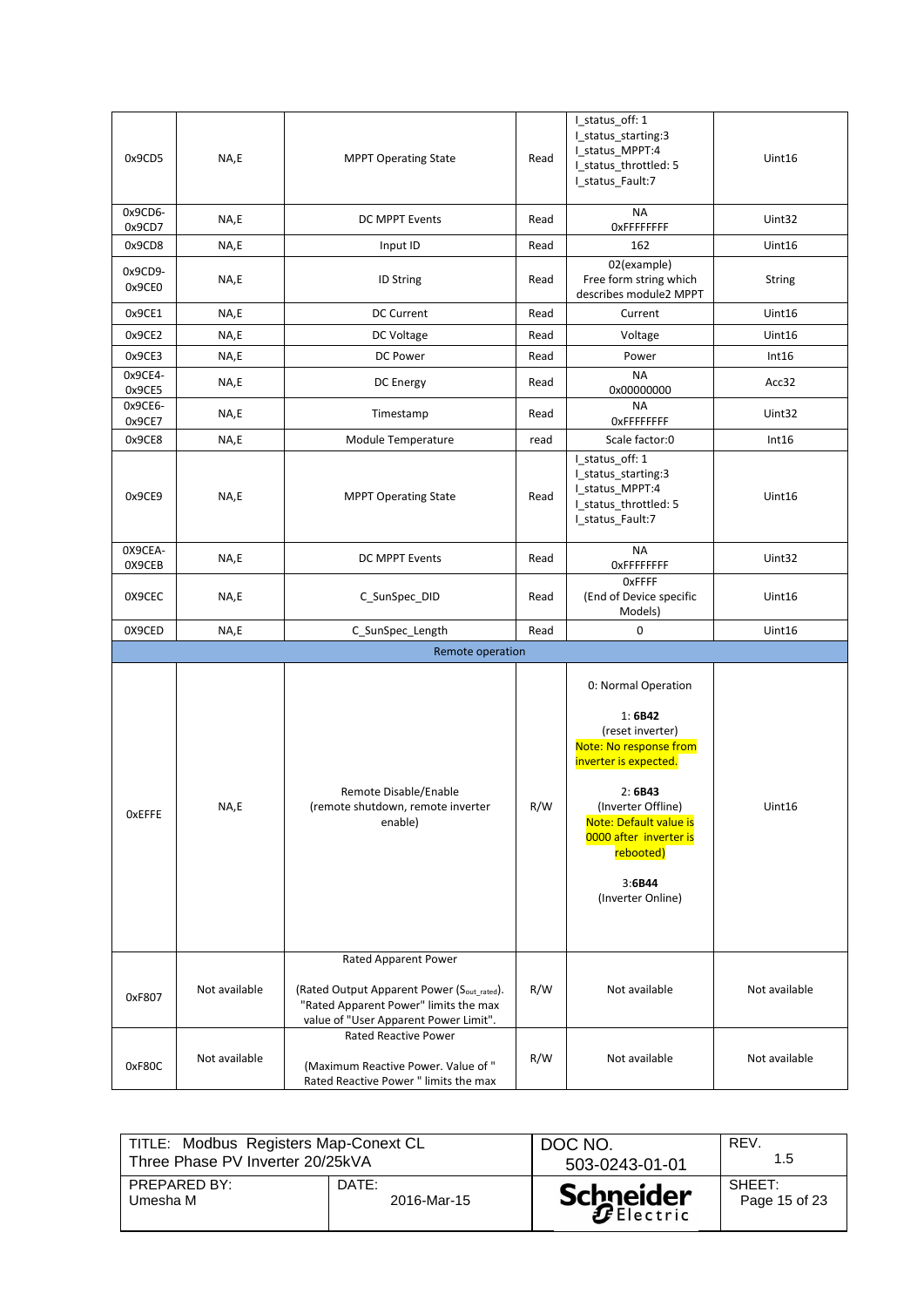| | | | | | |
|---|---|---|---|---|---|
| 0x9CD5 | NA,E | MPPT Operating State | Read | I_status_off: 1<br>I_status_starting:3<br>I_status_MPPT:4<br>I_status_throttled: 5<br>I_status_Fault:7 | Uint16 |
| 0x9CD6-0x9CD7 | NA,E | DC MPPT Events | Read | NA<br>0xFFFFFFFF | Uint32 |
| 0x9CD8 | NA,E | Input ID | Read | 162 | Uint16 |
| 0x9CD9-0x9CE0 | NA,E | ID String | Read | 02(example)<br>Free form string which describes module2 MPPT | String |
| 0x9CE1 | NA,E | DC Current | Read | Current | Uint16 |
| 0x9CE2 | NA,E | DC Voltage | Read | Voltage | Uint16 |
| 0x9CE3 | NA,E | DC Power | Read | Power | Int16 |
| 0x9CE4-0x9CE5 | NA,E | DC Energy | Read | NA<br>0x00000000 | Acc32 |
| 0x9CE6-0x9CE7 | NA,E | Timestamp | Read | NA<br>0xFFFFFFFF | Uint32 |
| 0x9CE8 | NA,E | Module Temperature | read | Scale factor:0 | Int16 |
| 0x9CE9 | NA,E | MPPT Operating State | Read | I_status_off: 1<br>I_status_starting:3<br>I_status_MPPT:4<br>I_status_throttled: 5<br>I_status_Fault:7 | Uint16 |
| 0X9CEA-0X9CEB | NA,E | DC MPPT Events | Read | NA<br>0xFFFFFFFF | Uint32 |
| 0X9CEC | NA,E | C_SunSpec_DID | Read | 0xFFFF<br>(End of Device specific Models) | Uint16 |
| 0X9CED | NA,E | C_SunSpec_Length | Read | 0 | Uint16 |
| **Remote operation** | | | | | |
| 0xEFFE | NA,E | Remote Disable/Enable<br>(remote shutdown, remote inverter enable) | R/W | 0: Normal Operation<br><br>1: **6B42**<br>(reset inverter)<br>Note: No response from inverter is expected.<br><br>2: **6B43**<br>(Inverter Offline)<br>Note: Default value is 0000 after inverter is rebooted)<br><br>3:**6B44**<br>(Inverter Online) | Uint16 |
| 0xF807 | Not available | Rated Apparent Power<br><br>(Rated Output Apparent Power ($S_{out\_rated}$). "Rated Apparent Power" limits the max value of "User Apparent Power Limit". | R/W | Not available | Not available |
| 0xF80C | Not available | Rated Reactive Power<br><br>(Maximum Reactive Power. Value of " Rated Reactive Power " limits the max | R/W | Not available | Not available |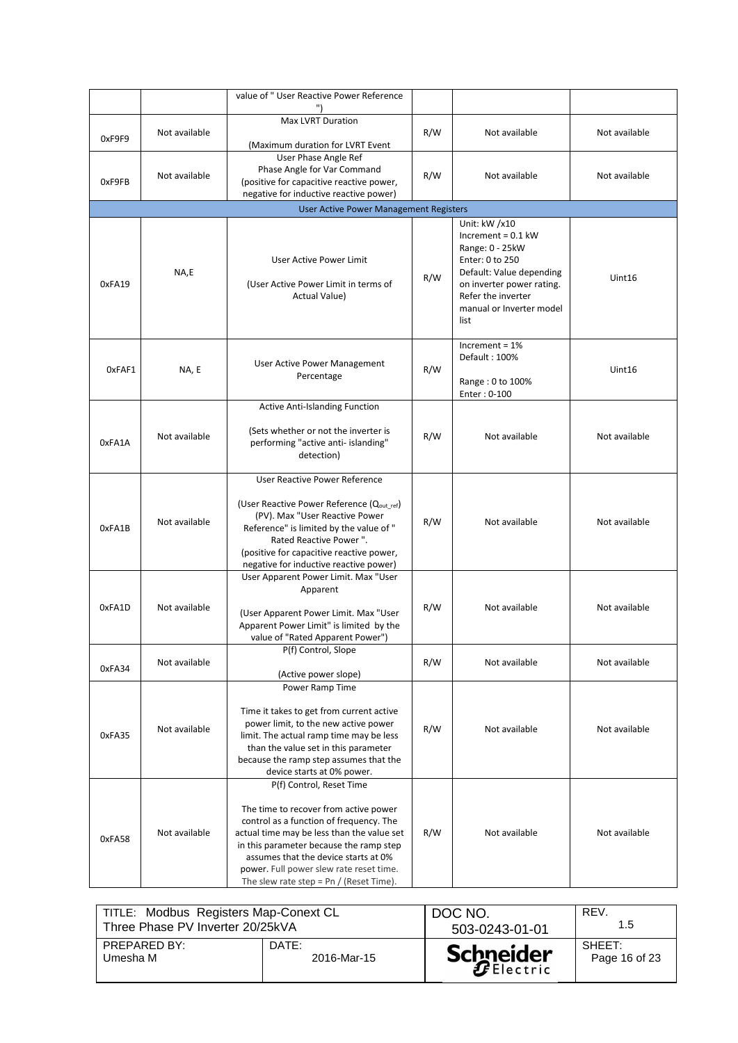| | | | | | |
|---|---|---|---|---|---|
| | | value of " User Reactive Power Reference ") | | | |
| 0xF9F9 | Not available | Max LVRT Duration<br><br>(Maximum duration for LVRT Event | R/W | Not available | Not available |
| 0xF9FB | Not available | User Phase Angle Ref<br>Phase Angle for Var Command<br>(positive for capacitive reactive power, negative for inductive reactive power) | R/W | Not available | Not available |
| | | **User Active Power Management Registers** | | | |
| 0xFA19 | NA,E | User Active Power Limit<br><br>(User Active Power Limit in terms of Actual Value) | R/W | Unit: kW /x10<br>Increment = 0.1 kW<br>Range: 0 - 25kW<br>Enter: 0 to 250<br>Default: Value depending on inverter power rating. Refer the inverter manual or Inverter model list | Uint16 |
| 0xFAF1 | NA, E | User Active Power Management Percentage | R/W | Increment = 1%<br>Default : 100%<br><br>Range : 0 to 100%<br>Enter : 0-100 | Uint16 |
| 0xFA1A | Not available | Active Anti-Islanding Function<br><br>(Sets whether or not the inverter is performing "active anti- islanding" detection) | R/W | Not available | Not available |
| 0xFA1B | Not available | User Reactive Power Reference<br><br>(User Reactive Power Reference ($Q_{out\_ref}$) (PV). Max "User Reactive Power Reference" is limited by the value of " Rated Reactive Power ".<br>(positive for capacitive reactive power, negative for inductive reactive power) | R/W | Not available | Not available |
| 0xFA1D | Not available | User Apparent Power Limit. Max "User Apparent<br><br>(User Apparent Power Limit. Max "User Apparent Power Limit" is limited by the value of "Rated Apparent Power") | R/W | Not available | Not available |
| 0xFA34 | Not available | P(f) Control, Slope<br><br>(Active power slope) | R/W | Not available | Not available |
| 0xFA35 | Not available | Power Ramp Time<br><br>Time it takes to get from current active power limit, to the new active power limit. The actual ramp time may be less than the value set in this parameter because the ramp step assumes that the device starts at 0% power. | R/W | Not available | Not available |
| 0xFA58 | Not available | P(f) Control, Reset Time<br><br>The time to recover from active power control as a function of frequency. The actual time may be less than the value set in this parameter because the ramp step assumes that the device starts at 0% power. Full power slew rate reset time. The slew rate step = Pn / (Reset Time). | R/W | Not available | Not available |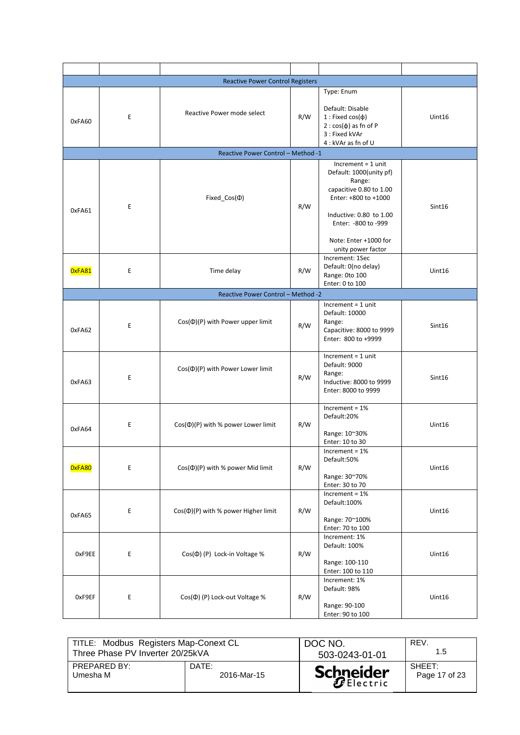| | | | | | |
|---|---|---|---|---|---|
| Reactive Power Control Registers | | | | | |
| 0xFA60 | E | Reactive Power mode select | R/W | Type: Enum<br><br>Default: Disable<br>1 : Fixed cos(ϕ)<br>2 : cos(ϕ) as fn of P<br>3 : Fixed kVAr<br>4 : kVAr as fn of U | Uint16 |
| Reactive Power Control – Method -1 | | | | | |
| 0xFA61 | E | Fixed_Cos(Φ) | R/W | Increment = 1 unit<br>Default: 1000(unity pf)<br>Range:<br>capacitive 0.80 to 1.00<br>Enter: +800 to +1000<br><br>Inductive: 0.80 to 1.00<br>Enter: -800 to -999<br><br>Note: Enter +1000 for unity power factor | Sint16 |
| 0xFA81 | E | Time delay | R/W | Increment: 1Sec<br>Default: 0(no delay)<br>Range: 0to 100<br>Enter: 0 to 100 | Uint16 |
| Reactive Power Control – Method -2 | | | | | |
| 0xFA62 | E | Cos(Φ)(P) with Power upper limit | R/W | Increment = 1 unit<br>Default: 10000<br>Range:<br>Capacitive: 8000 to 9999<br>Enter: 800 to +9999 | Sint16 |
| 0xFA63 | E | Cos(Φ)(P) with Power Lower limit | R/W | Increment = 1 unit<br>Default: 9000<br>Range:<br>Inductive: 8000 to 9999<br>Enter: 8000 to 9999 | Sint16 |
| 0xFA64 | E | Cos(Φ)(P) with % power Lower limit | R/W | Increment = 1%<br>Default:20%<br><br>Range: 10~30%<br>Enter: 10 to 30 | Uint16 |
| 0xFA80 | E | Cos(Φ)(P) with % power Mid limit | R/W | Increment = 1%<br>Default:50%<br><br>Range: 30~70%<br>Enter: 30 to 70 | Uint16 |
| 0xFA65 | E | Cos(Φ)(P) with % power Higher limit | R/W | Increment = 1%<br>Default:100%<br><br>Range: 70~100%<br>Enter: 70 to 100 | Uint16 |
| 0xF9EE | E | Cos(Φ) (P) Lock-in Voltage % | R/W | Increment: 1%<br>Default: 100%<br><br>Range: 100-110<br>Enter: 100 to 110 | Uint16 |
| 0xF9EF | E | Cos(Φ) (P) Lock-out Voltage % | R/W | Increment: 1%<br>Default: 98%<br><br>Range: 90-100<br>Enter: 90 to 100 | Uint16 |

| TITLE: Modbus Registers Map-Conext CL Three Phase PV Inverter 20/25kVA | | DOC NO. 503-0243-01-01 | REV. 1.5 |
|---|---|---|---|
| PREPARED BY: Umesha M | DATE: 2016-Mar-15 | Schneider Electric | SHEET: Page 17 of 23 |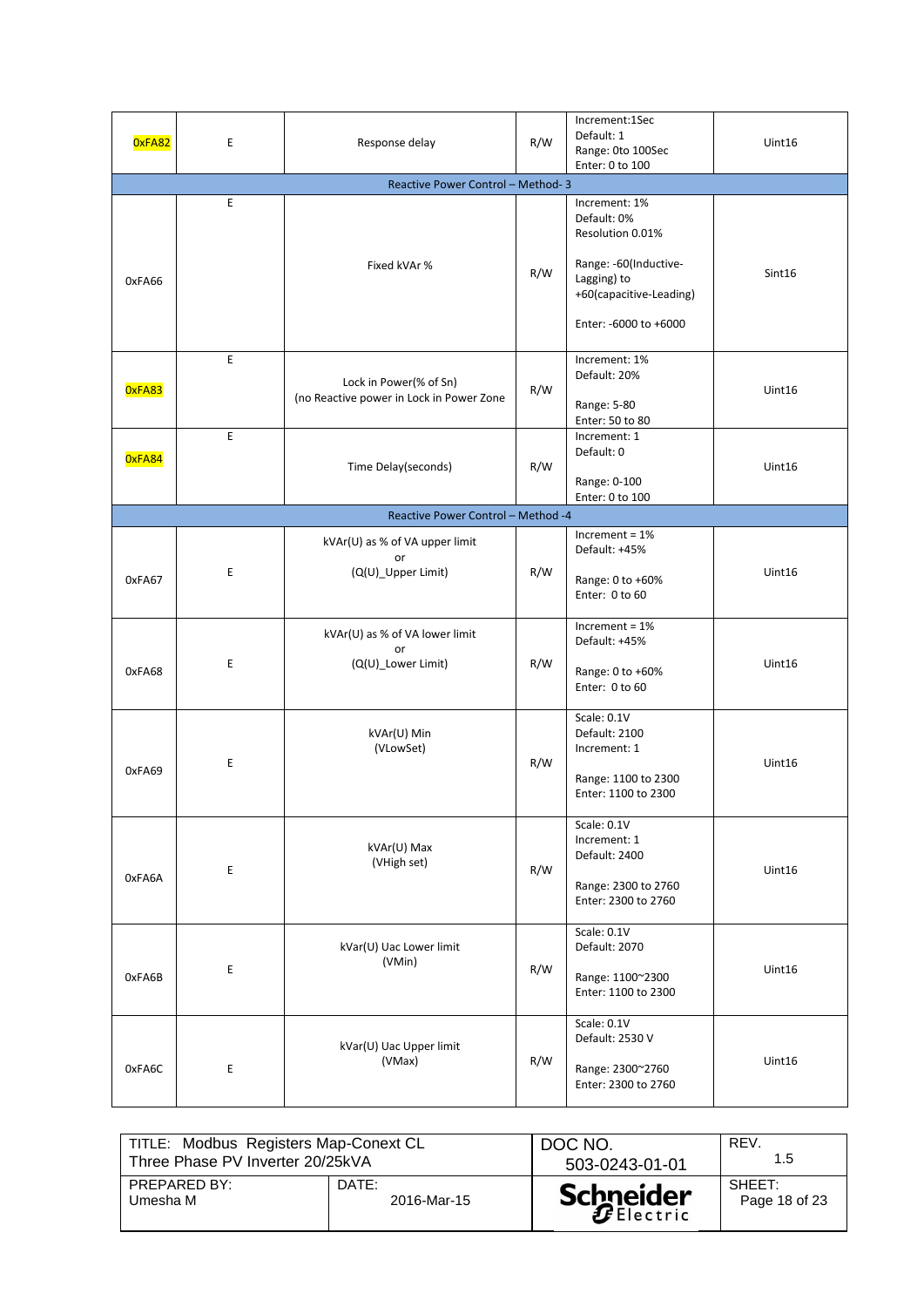| | | | | | |
|---|---|---|---|---|---|
| 0xFA82 | E | Response delay | R/W | Increment:1Sec<br>Default: 1<br>Range: 0to 100Sec<br>Enter: 0 to 100 | Uint16 |
| Reactive Power Control – Method- 3 | | | | | |
| 0xFA66 | E | Fixed kVAr % | R/W | Increment: 1%<br>Default: 0%<br>Resolution 0.01%<br><br>Range: -60(Inductive-Lagging) to +60(capacitive-Leading)<br><br>Enter: -6000 to +6000 | Sint16 |
| 0xFA83 | E | Lock in Power(% of Sn)<br>(no Reactive power in Lock in Power Zone | R/W | Increment: 1%<br>Default: 20%<br><br>Range: 5-80<br>Enter: 50 to 80 | Uint16 |
| 0xFA84 | E | Time Delay(seconds) | R/W | Increment: 1<br>Default: 0<br><br>Range: 0-100<br>Enter: 0 to 100 | Uint16 |
| Reactive Power Control – Method -4 | | | | | |
| 0xFA67 | E | kVAr(U) as % of VA upper limit<br>or<br>(Q(U)_Upper Limit) | R/W | Increment = 1%<br>Default: +45%<br><br>Range: 0 to +60%<br>Enter: 0 to 60 | Uint16 |
| 0xFA68 | E | kVAr(U) as % of VA lower limit<br>or<br>(Q(U)_Lower Limit) | R/W | Increment = 1%<br>Default: +45%<br><br>Range: 0 to +60%<br>Enter: 0 to 60 | Uint16 |
| 0xFA69 | E | kVAr(U) Min<br>(VLowSet) | R/W | Scale: 0.1V<br>Default: 2100<br>Increment: 1<br><br>Range: 1100 to 2300<br>Enter: 1100 to 2300 | Uint16 |
| 0xFA6A | E | kVAr(U) Max<br>(VHigh set) | R/W | Scale: 0.1V<br>Increment: 1<br>Default: 2400<br><br>Range: 2300 to 2760<br>Enter: 2300 to 2760 | Uint16 |
| 0xFA6B | E | kVar(U) Uac Lower limit<br>(VMin) | R/W | Scale: 0.1V<br>Default: 2070<br><br>Range: 1100~2300<br>Enter: 1100 to 2300 | Uint16 |
| 0xFA6C | E | kVar(U) Uac Upper limit<br>(VMax) | R/W | Scale: 0.1V<br>Default: 2530 V<br><br>Range: 2300~2760<br>Enter: 2300 to 2760 | Uint16 |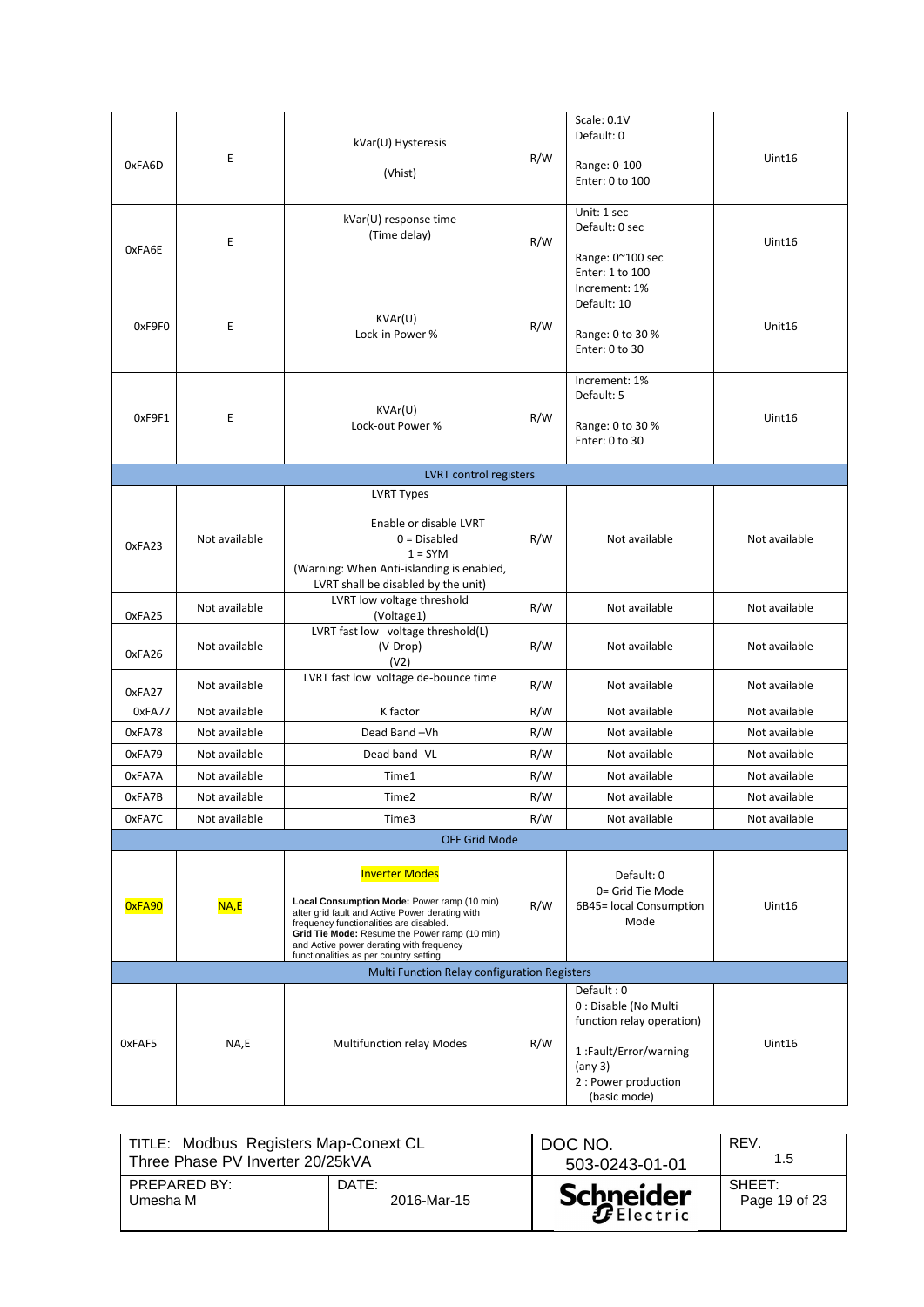| | | | | | |
|---|---|---|---|---|---|
| 0xFA6D | E | kVar(U) Hysteresis (Vhist) | R/W | Scale: 0.1V Default: 0 Range: 0-100 Enter: 0 to 100 | Uint16 |
| 0xFA6E | E | kVar(U) response time (Time delay) | R/W | Unit: 1 sec Default: 0 sec Range: 0~100 sec Enter: 1 to 100 | Uint16 |
| 0xF9F0 | E | KVAr(U) Lock-in Power % | R/W | Increment: 1% Default: 10 Range: 0 to 30 % Enter: 0 to 30 | Unit16 |
| 0xF9F1 | E | KVAr(U) Lock-out Power % | R/W | Increment: 1% Default: 5 Range: 0 to 30 % Enter: 0 to 30 | Uint16 |
| LVRT control registers | | | | | |
| 0xFA23 | Not available | LVRT Types<br><br>Enable or disable LVRT<br>0 = Disabled<br>1 = SYM<br>(Warning: When Anti-islanding is enabled, LVRT shall be disabled by the unit) | R/W | Not available | Not available |
| 0xFA25 | Not available | LVRT low voltage threshold (Voltage1) | R/W | Not available | Not available |
| 0xFA26 | Not available | LVRT fast low voltage threshold(L) (V-Drop) (V2) | R/W | Not available | Not available |
| 0xFA27 | Not available | LVRT fast low voltage de-bounce time | R/W | Not available | Not available |
| 0xFA77 | Not available | K factor | R/W | Not available | Not available |
| 0xFA78 | Not available | Dead Band –Vh | R/W | Not available | Not available |
| 0xFA79 | Not available | Dead band -VL | R/W | Not available | Not available |
| 0xFA7A | Not available | Time1 | R/W | Not available | Not available |
| 0xFA7B | Not available | Time2 | R/W | Not available | Not available |
| 0xFA7C | Not available | Time3 | R/W | Not available | Not available |
| OFF Grid Mode | | | | | |
| 0xFA90 | NA,E | Inverter Modes<br><br>**Local Consumption Mode:** Power ramp (10 min) after grid fault and Active Power derating with frequency functionalities are disabled.<br>**Grid Tie Mode:** Resume the Power ramp (10 min) and Active power derating with frequency functionalities as per country setting. | R/W | Default: 0<br>0= Grid Tie Mode<br>6B45= local Consumption Mode | Uint16 |
| Multi Function Relay configuration Registers | | | | | |
| 0xFAF5 | NA,E | Multifunction relay Modes | R/W | Default : 0<br>0 : Disable (No Multi function relay operation)<br><br>1 :Fault/Error/warning (any 3)<br>2 : Power production (basic mode) | Uint16 |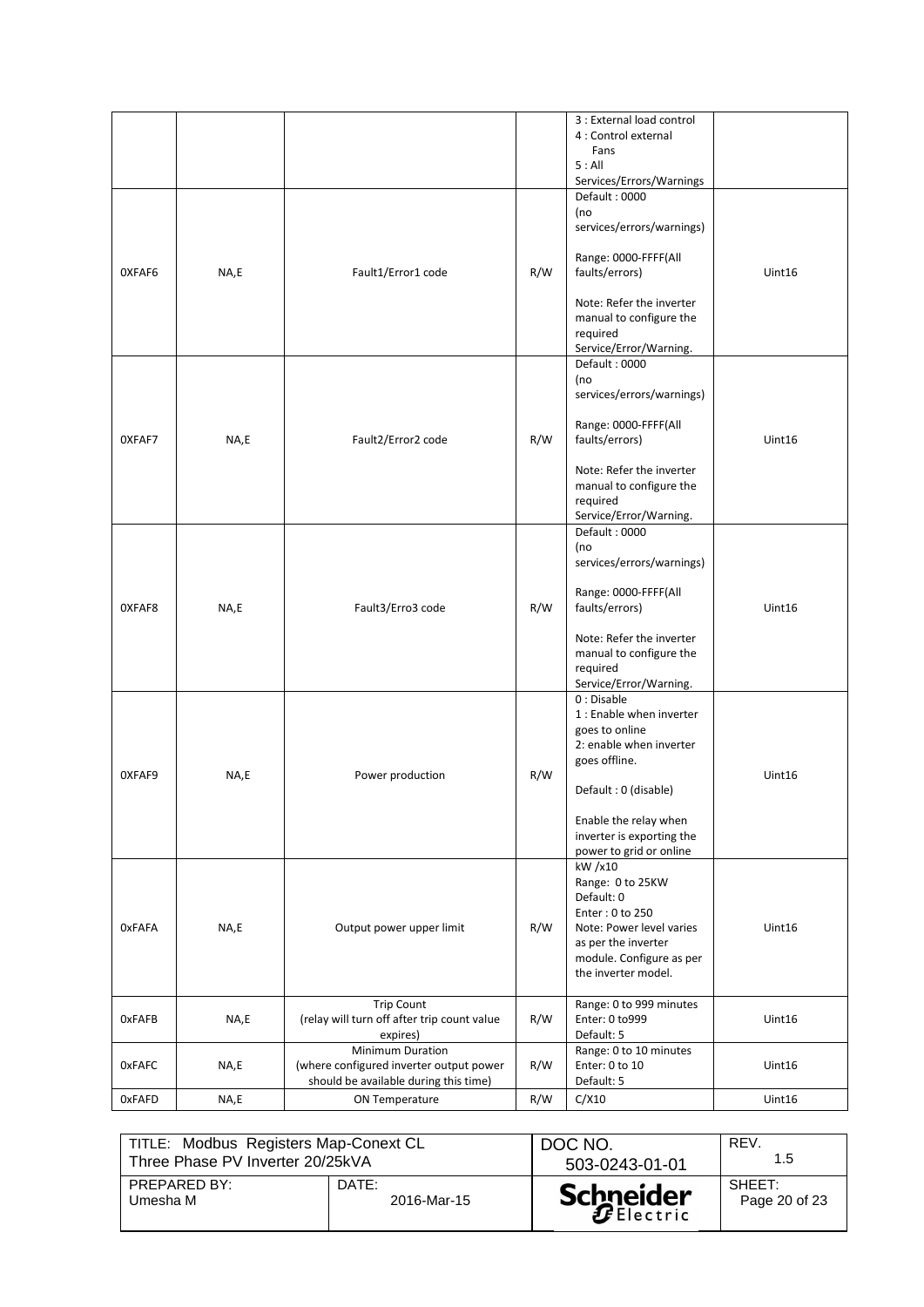|  |  |  |  | 3 : External load control<br>4 : Control external Fans<br>5 : All Services/Errors/Warnings |  |
|---|---|---|---|---|---|
| 0XFAF6 | NA,E | Fault1/Error1 code | R/W | Default : 0000 (no services/errors/warnings)<br><br>Range: 0000-FFFF(All faults/errors)<br><br>Note: Refer the inverter manual to configure the required Service/Error/Warning. | Uint16 |
| 0XFAF7 | NA,E | Fault2/Error2 code | R/W | Default : 0000 (no services/errors/warnings)<br><br>Range: 0000-FFFF(All faults/errors)<br><br>Note: Refer the inverter manual to configure the required Service/Error/Warning. | Uint16 |
| 0XFAF8 | NA,E | Fault3/Erro3 code | R/W | Default : 0000 (no services/errors/warnings)<br><br>Range: 0000-FFFF(All faults/errors)<br><br>Note: Refer the inverter manual to configure the required Service/Error/Warning. | Uint16 |
| 0XFAF9 | NA,E | Power production | R/W | 0 : Disable<br>1 : Enable when inverter goes to online<br>2: enable when inverter goes offline.<br><br>Default : 0 (disable)<br><br>Enable the relay when inverter is exporting the power to grid or online | Uint16 |
| 0xFAFA | NA,E | Output power upper limit | R/W | kW /x10<br>Range: 0 to 25KW<br>Default: 0<br>Enter : 0 to 250<br>Note: Power level varies as per the inverter module. Configure as per the inverter model. | Uint16 |
| 0xFAFB | NA,E | Trip Count<br>(relay will turn off after trip count value expires) | R/W | Range: 0 to 999 minutes<br>Enter: 0 to999<br>Default: 5 | Uint16 |
| 0xFAFC | NA,E | Minimum Duration<br>(where configured inverter output power should be available during this time) | R/W | Range: 0 to 10 minutes<br>Enter: 0 to 10<br>Default: 5 | Uint16 |
| 0xFAFD | NA,E | ON Temperature | R/W | C/X10 | Uint16 |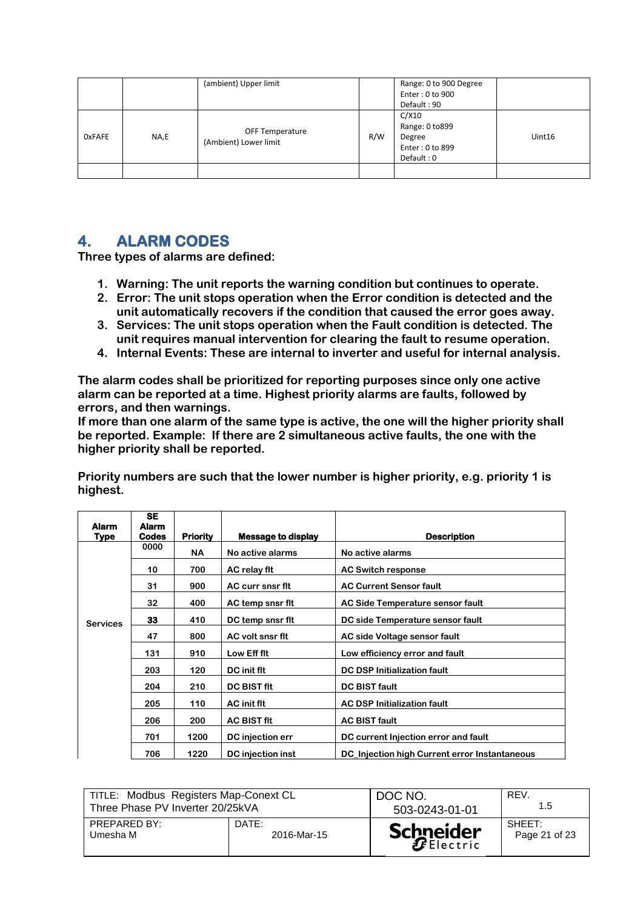| | | (ambient) Upper limit | | Range: 0 to 900 Degree<br>Enter : 0 to 900<br>Default : 90 | |
|---|---|---|---|---|---|
| 0xFAFE | NA,E | OFF Temperature (Ambient) Lower limit | R/W | C/X10<br>Range: 0 to899 Degree<br>Enter : 0 to 899<br>Default : 0 | Uint16 |
| | | | | | |

# 4. ALARM CODES

**Three types of alarms are defined:**

1. **Warning: The unit reports the warning condition but continues to operate.**
2. **Error: The unit stops operation when the Error condition is detected and the unit automatically recovers if the condition that caused the error goes away.**
3. **Services: The unit stops operation when the Fault condition is detected. The unit requires manual intervention for clearing the fault to resume operation.**
4. **Internal Events: These are internal to inverter and useful for internal analysis.**

**The alarm codes shall be prioritized for reporting purposes since only one active alarm can be reported at a time. Highest priority alarms are faults, followed by errors, and then warnings.**
**If more than one alarm of the same type is active, the one will the higher priority shall be reported. Example: If there are 2 simultaneous active faults, the one with the higher priority shall be reported.**

**Priority numbers are such that the lower number is higher priority, e.g. priority 1 is highest.**

| Alarm Type | SE Alarm Codes | Priority | Message to display | Description |
|---|---|---|---|---|
| Services | 0000 | NA | No active alarms | No active alarms |
| | 10 | 700 | AC relay flt | AC Switch response |
| | 31 | 900 | AC curr snsr flt | AC Current Sensor fault |
| | 32 | 400 | AC temp snsr flt | AC Side Temperature sensor fault |
| | 33 | 410 | DC temp snsr flt | DC side Temperature sensor fault |
| | 47 | 800 | AC volt snsr flt | AC side Voltage sensor fault |
| | 131 | 910 | Low Eff flt | Low efficiency error and fault |
| | 203 | 120 | DC init flt | DC DSP Initialization fault |
| | 204 | 210 | DC BIST flt | DC BIST fault |
| | 205 | 110 | AC init flt | AC DSP Initialization fault |
| | 206 | 200 | AC BIST flt | AC BIST fault |
| | 701 | 1200 | DC injection err | DC current Injection error and fault |
| | 706 | 1220 | DC injection inst | DC_Injection high Current error Instantaneous |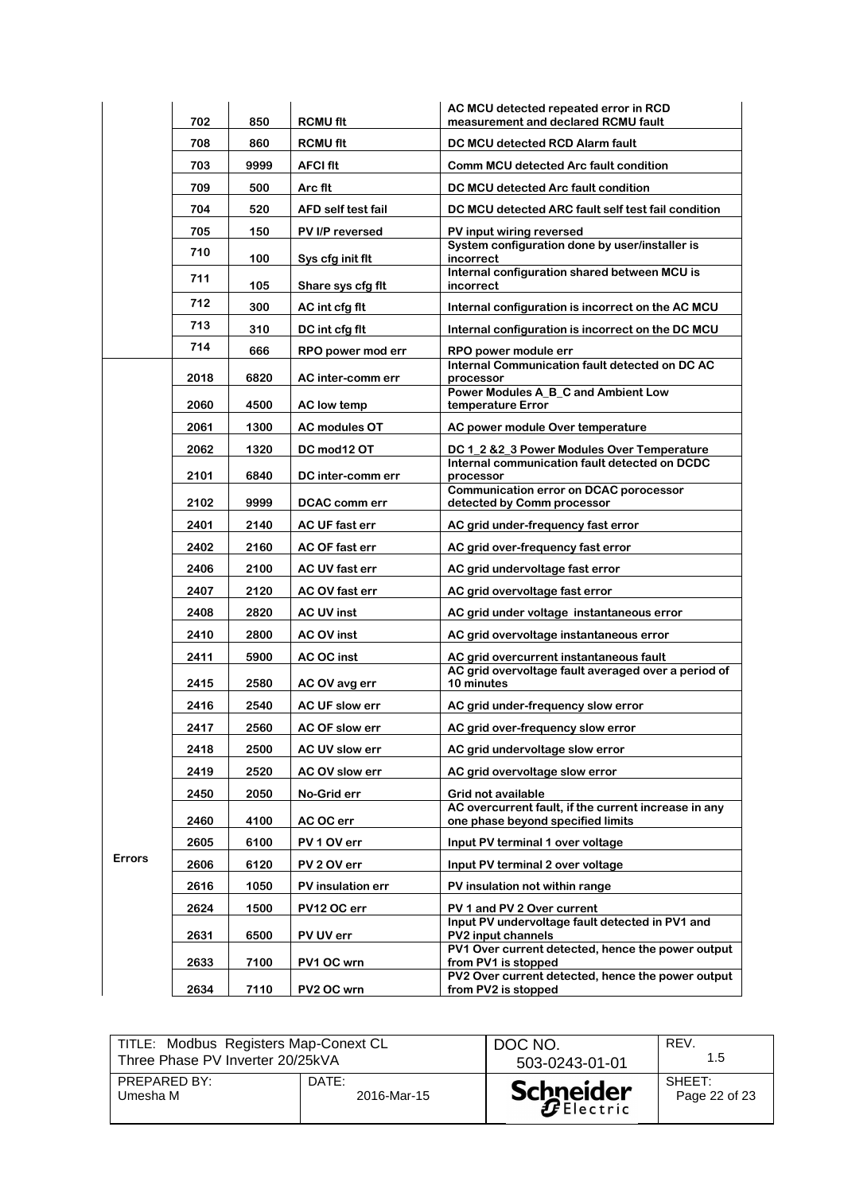| | | | | |
|---|---|---|---|---|
| | 702 | 850 | RCMU flt | AC MCU detected repeated error in RCD measurement and declared RCMU fault |
| | 708 | 860 | RCMU flt | DC MCU detected RCD Alarm fault |
| | 703 | 9999 | AFCI flt | Comm MCU detected Arc fault condition |
| | 709 | 500 | Arc flt | DC MCU detected Arc fault condition |
| | 704 | 520 | AFD self test fail | DC MCU detected ARC fault self test fail condition |
| | 705 | 150 | PV I/P reversed | PV input wiring reversed |
| | 710 | 100 | Sys cfg init flt | System configuration done by user/installer is incorrect |
| | 711 | 105 | Share sys cfg flt | Internal configuration shared between MCU is incorrect |
| | 712 | 300 | AC int cfg flt | Internal configuration is incorrect on the AC MCU |
| | 713 | 310 | DC int cfg flt | Internal configuration is incorrect on the DC MCU |
| | 714 | 666 | RPO power mod err | RPO power module err |
| Errors | 2018 | 6820 | AC inter-comm err | Internal Communication fault detected on DC AC processor |
| | 2060 | 4500 | AC low temp | Power Modules A_B_C and Ambient Low temperature Error |
| | 2061 | 1300 | AC modules OT | AC power module Over temperature |
| | 2062 | 1320 | DC mod12 OT | DC 1_2 &2_3 Power Modules Over Temperature |
| | 2101 | 6840 | DC inter-comm err | Internal communication fault detected on DCDC processor |
| | 2102 | 9999 | DCAC comm err | Communication error on DCAC porocessor detected by Comm processor |
| | 2401 | 2140 | AC UF fast err | AC grid under-frequency fast error |
| | 2402 | 2160 | AC OF fast err | AC grid over-frequency fast error |
| | 2406 | 2100 | AC UV fast err | AC grid undervoltage fast error |
| | 2407 | 2120 | AC OV fast err | AC grid overvoltage fast error |
| | 2408 | 2820 | AC UV inst | AC grid under voltage instantaneous error |
| | 2410 | 2800 | AC OV inst | AC grid overvoltage instantaneous error |
| | 2411 | 5900 | AC OC inst | AC grid overcurrent instantaneous fault |
| | 2415 | 2580 | AC OV avg err | AC grid overvoltage fault averaged over a period of 10 minutes |
| | 2416 | 2540 | AC UF slow err | AC grid under-frequency slow error |
| | 2417 | 2560 | AC OF slow err | AC grid over-frequency slow error |
| | 2418 | 2500 | AC UV slow err | AC grid undervoltage slow error |
| | 2419 | 2520 | AC OV slow err | AC grid overvoltage slow error |
| | 2450 | 2050 | No-Grid err | Grid not available |
| | 2460 | 4100 | AC OC err | AC overcurrent fault, if the current increase in any one phase beyond specified limits |
| | 2605 | 6100 | PV 1 OV err | Input PV terminal 1 over voltage |
| | 2606 | 6120 | PV 2 OV err | Input PV terminal 2 over voltage |
| | 2616 | 1050 | PV insulation err | PV insulation not within range |
| | 2624 | 1500 | PV12 OC err | PV 1 and PV 2 Over current |
| | 2631 | 6500 | PV UV err | Input PV undervoltage fault detected in PV1 and PV2 input channels |
| | 2633 | 7100 | PV1 OC wrn | PV1 Over current detected, hence the power output from PV1 is stopped |
| | 2634 | 7110 | PV2 OC wrn | PV2 Over current detected, hence the power output from PV2 is stopped |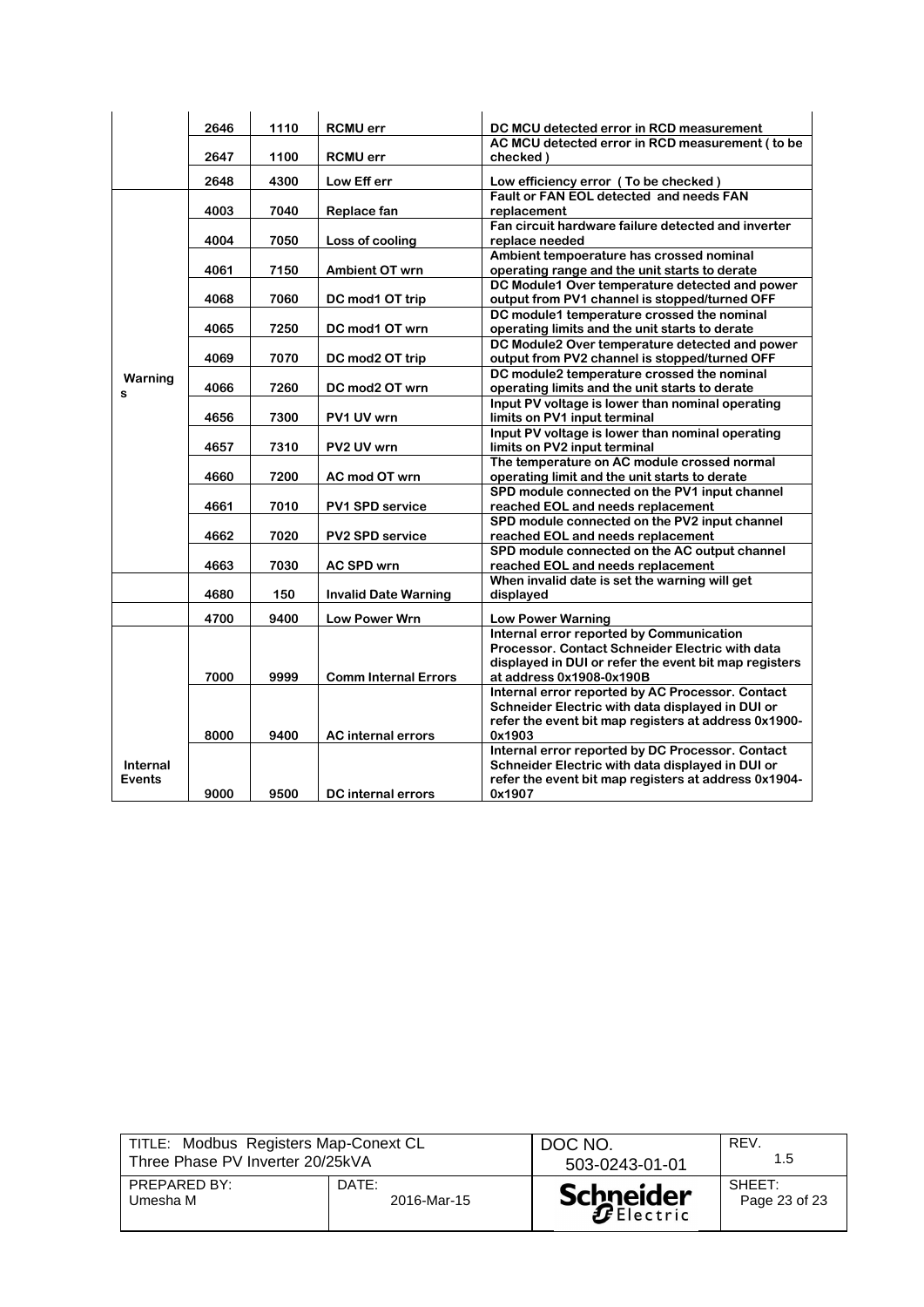| | | | | |
|---|---|---|---|---|
| | 2646 | 1110 | RCMU err | DC MCU detected error in RCD measurement |
| | 2647 | 1100 | RCMU err | AC MCU detected error in RCD measurement ( to be checked ) |
| | 2648 | 4300 | Low Eff err | Low efficiency error ( To be checked ) |
| Warnings | 4003 | 7040 | Replace fan | Fault or FAN EOL detected and needs FAN replacement |
| | 4004 | 7050 | Loss of cooling | Fan circuit hardware failure detected and inverter replace needed |
| | 4061 | 7150 | Ambient OT wrn | Ambient tempoerature has crossed nominal operating range and the unit starts to derate |
| | 4068 | 7060 | DC mod1 OT trip | DC Module1 Over temperature detected and power output from PV1 channel is stopped/turned OFF |
| | 4065 | 7250 | DC mod1 OT wrn | DC module1 temperature crossed the nominal operating limits and the unit starts to derate |
| | 4069 | 7070 | DC mod2 OT trip | DC Module2 Over temperature detected and power output from PV2 channel is stopped/turned OFF |
| | 4066 | 7260 | DC mod2 OT wrn | DC module2 temperature crossed the nominal operating limits and the unit starts to derate |
| | 4656 | 7300 | PV1 UV wrn | Input PV voltage is lower than nominal operating limits on PV1 input terminal |
| | 4657 | 7310 | PV2 UV wrn | Input PV voltage is lower than nominal operating limits on PV2 input terminal |
| | 4660 | 7200 | AC mod OT wrn | The temperature on AC module crossed normal operating limit and the unit starts to derate |
| | 4661 | 7010 | PV1 SPD service | SPD module connected on the PV1 input channel reached EOL and needs replacement |
| | 4662 | 7020 | PV2 SPD service | SPD module connected on the PV2 input channel reached EOL and needs replacement |
| | 4663 | 7030 | AC SPD wrn | SPD module connected on the AC output channel reached EOL and needs replacement |
| | 4680 | 150 | Invalid Date Warning | When invalid date is set the warning will get displayed |
| | 4700 | 9400 | Low Power Wrn | Low Power Warning |
| Internal Events | 7000 | 9999 | Comm Internal Errors | Internal error reported by Communication Processor. Contact Schneider Electric with data displayed in DUI or refer the event bit map registers at address 0x1908-0x190B |
| | 8000 | 9400 | AC internal errors | Internal error reported by AC Processor. Contact Schneider Electric with data displayed in DUI or refer the event bit map registers at address 0x1900-0x1903 |
| | 9000 | 9500 | DC internal errors | Internal error reported by DC Processor. Contact Schneider Electric with data displayed in DUI or refer the event bit map registers at address 0x1904-0x1907 |